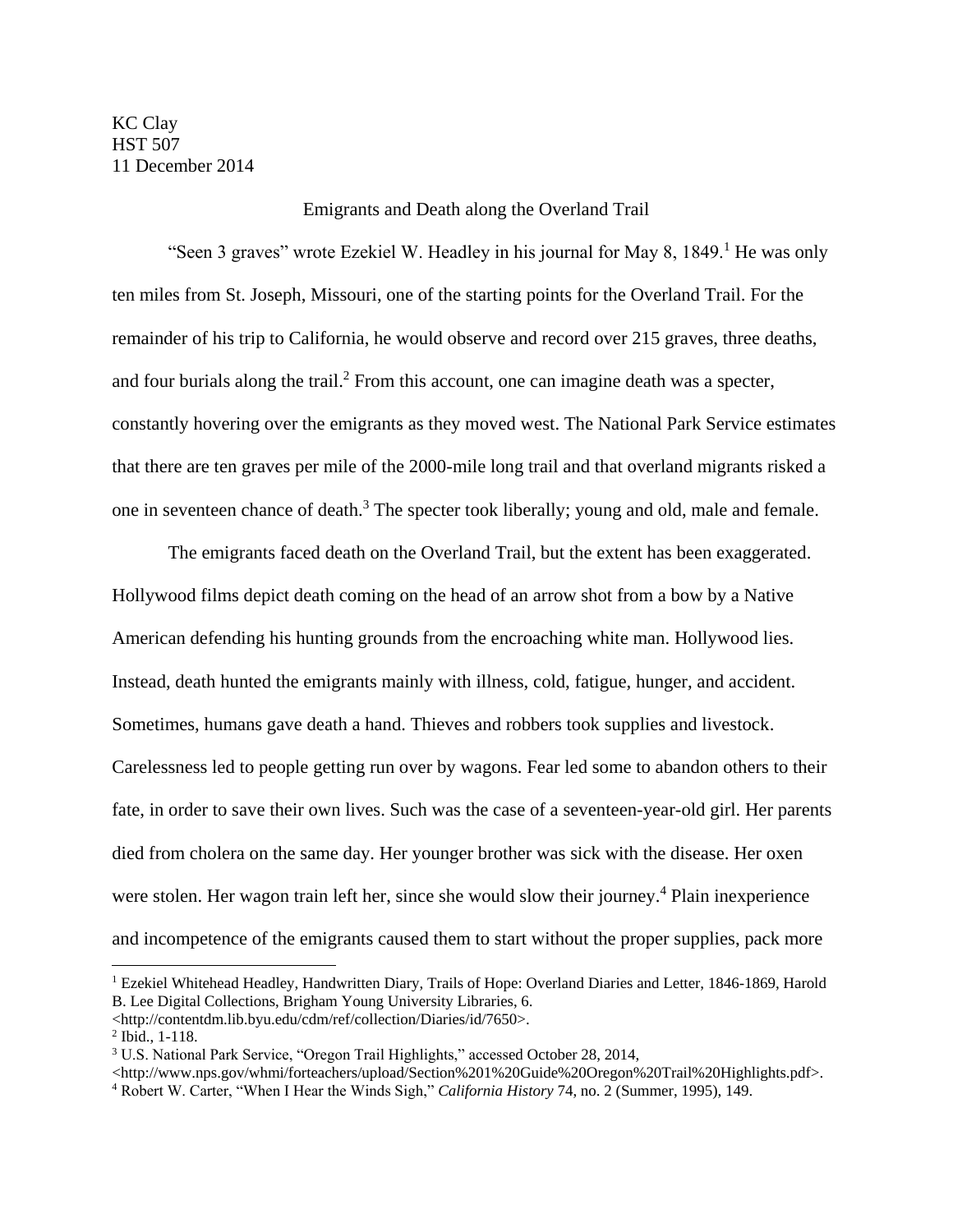KC Clay
HST 507
11 December 2014

# Emigrants and Death along the Overland Trail

"Seen 3 graves" wrote Ezekiel W. Headley in his journal for May 8, 1849.[1] He was only ten miles from St. Joseph, Missouri, one of the starting points for the Overland Trail. For the remainder of his trip to California, he would observe and record over 215 graves, three deaths, and four burials along the trail.[2] From this account, one can imagine death was a specter, constantly hovering over the emigrants as they moved west. The National Park Service estimates that there are ten graves per mile of the 2000-mile long trail and that overland migrants risked a one in seventeen chance of death.[3] The specter took liberally; young and old, male and female.

The emigrants faced death on the Overland Trail, but the extent has been exaggerated. Hollywood films depict death coming on the head of an arrow shot from a bow by a Native American defending his hunting grounds from the encroaching white man. Hollywood lies. Instead, death hunted the emigrants mainly with illness, cold, fatigue, hunger, and accident. Sometimes, humans gave death a hand. Thieves and robbers took supplies and livestock. Carelessness led to people getting run over by wagons. Fear led some to abandon others to their fate, in order to save their own lives. Such was the case of a seventeen-year-old girl. Her parents died from cholera on the same day. Her younger brother was sick with the disease. Her oxen were stolen. Her wagon train left her, since she would slow their journey.[4] Plain inexperience and incompetence of the emigrants caused them to start without the proper supplies, pack more

---

[1] Ezekiel Whitehead Headley, Handwritten Diary, Trails of Hope: Overland Diaries and Letter, 1846-1869, Harold B. Lee Digital Collections, Brigham Young University Libraries, 6. <http://contentdm.lib.byu.edu/cdm/ref/collection/Diaries/id/7650>.

[2] Ibid., 1-118.

[3] U.S. National Park Service, "Oregon Trail Highlights," accessed October 28, 2014, <http://www.nps.gov/whmi/forteachers/upload/Section%201%20Guide%20Oregon%20Trail%20Highlights.pdf>.

[4] Robert W. Carter, "When I Hear the Winds Sigh," *California History* 74, no. 2 (Summer, 1995), 149.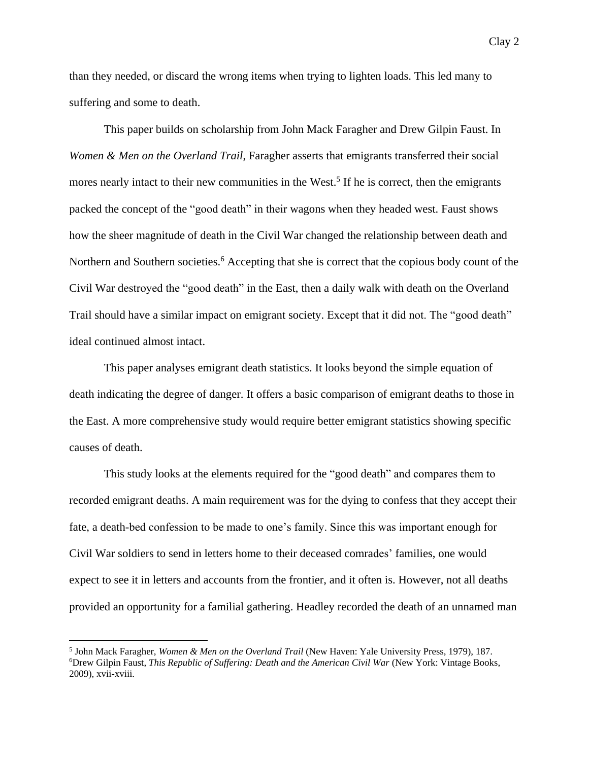than they needed, or discard the wrong items when trying to lighten loads. This led many to suffering and some to death.

This paper builds on scholarship from John Mack Faragher and Drew Gilpin Faust. In *Women & Men on the Overland Trail*, Faragher asserts that emigrants transferred their social mores nearly intact to their new communities in the West.[5] If he is correct, then the emigrants packed the concept of the "good death" in their wagons when they headed west. Faust shows how the sheer magnitude of death in the Civil War changed the relationship between death and Northern and Southern societies.[6] Accepting that she is correct that the copious body count of the Civil War destroyed the "good death" in the East, then a daily walk with death on the Overland Trail should have a similar impact on emigrant society. Except that it did not. The "good death" ideal continued almost intact.

This paper analyses emigrant death statistics. It looks beyond the simple equation of death indicating the degree of danger. It offers a basic comparison of emigrant deaths to those in the East. A more comprehensive study would require better emigrant statistics showing specific causes of death.

This study looks at the elements required for the "good death" and compares them to recorded emigrant deaths. A main requirement was for the dying to confess that they accept their fate, a death-bed confession to be made to one's family. Since this was important enough for Civil War soldiers to send in letters home to their deceased comrades' families, one would expect to see it in letters and accounts from the frontier, and it often is. However, not all deaths provided an opportunity for a familial gathering. Headley recorded the death of an unnamed man

---

[5] John Mack Faragher, *Women & Men on the Overland Trail* (New Haven: Yale University Press, 1979), 187.

[6] Drew Gilpin Faust, *This Republic of Suffering: Death and the American Civil War* (New York: Vintage Books, 2009), xvii-xviii.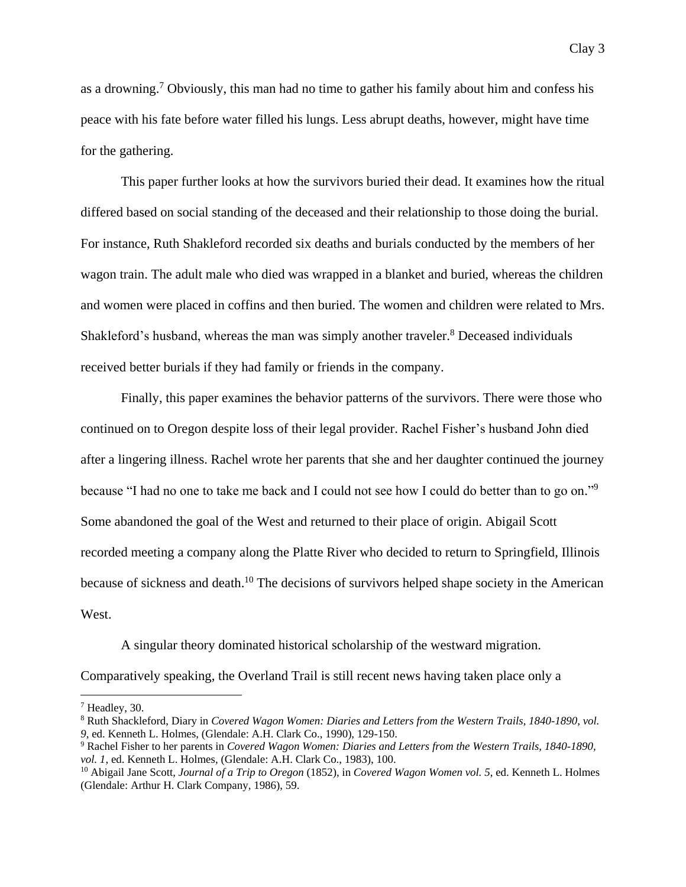as a drowning.[7] Obviously, this man had no time to gather his family about him and confess his peace with his fate before water filled his lungs. Less abrupt deaths, however, might have time for the gathering.

This paper further looks at how the survivors buried their dead. It examines how the ritual differed based on social standing of the deceased and their relationship to those doing the burial. For instance, Ruth Shakleford recorded six deaths and burials conducted by the members of her wagon train. The adult male who died was wrapped in a blanket and buried, whereas the children and women were placed in coffins and then buried. The women and children were related to Mrs. Shakleford's husband, whereas the man was simply another traveler.[8] Deceased individuals received better burials if they had family or friends in the company.

Finally, this paper examines the behavior patterns of the survivors. There were those who continued on to Oregon despite loss of their legal provider. Rachel Fisher's husband John died after a lingering illness. Rachel wrote her parents that she and her daughter continued the journey because "I had no one to take me back and I could not see how I could do better than to go on."[9] Some abandoned the goal of the West and returned to their place of origin. Abigail Scott recorded meeting a company along the Platte River who decided to return to Springfield, Illinois because of sickness and death.[10] The decisions of survivors helped shape society in the American West.

A singular theory dominated historical scholarship of the westward migration. Comparatively speaking, the Overland Trail is still recent news having taken place only a

---

[7] Headley, 30.

[8] Ruth Shackleford, Diary in *Covered Wagon Women: Diaries and Letters from the Western Trails, 1840-1890, vol. 9*, ed. Kenneth L. Holmes, (Glendale: A.H. Clark Co., 1990), 129-150.

[9] Rachel Fisher to her parents in *Covered Wagon Women: Diaries and Letters from the Western Trails, 1840-1890, vol. 1*, ed. Kenneth L. Holmes, (Glendale: A.H. Clark Co., 1983), 100.

[10] Abigail Jane Scott, *Journal of a Trip to Oregon* (1852), in *Covered Wagon Women vol. 5*, ed. Kenneth L. Holmes (Glendale: Arthur H. Clark Company, 1986), 59.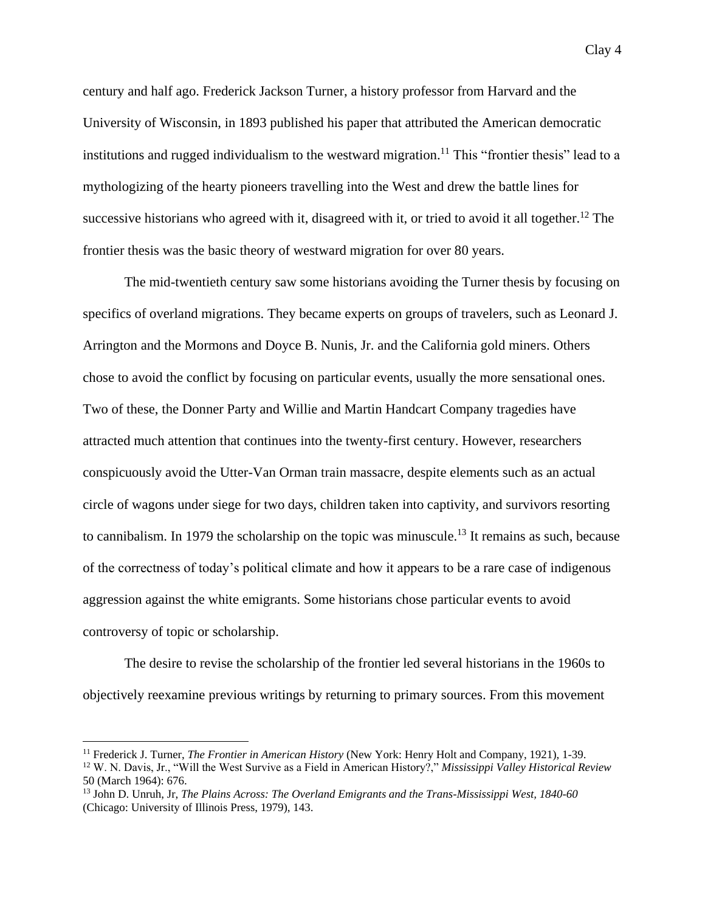century and half ago. Frederick Jackson Turner, a history professor from Harvard and the University of Wisconsin, in 1893 published his paper that attributed the American democratic institutions and rugged individualism to the westward migration.[11] This "frontier thesis" lead to a mythologizing of the hearty pioneers travelling into the West and drew the battle lines for successive historians who agreed with it, disagreed with it, or tried to avoid it all together.[12] The frontier thesis was the basic theory of westward migration for over 80 years.

The mid-twentieth century saw some historians avoiding the Turner thesis by focusing on specifics of overland migrations. They became experts on groups of travelers, such as Leonard J. Arrington and the Mormons and Doyce B. Nunis, Jr. and the California gold miners. Others chose to avoid the conflict by focusing on particular events, usually the more sensational ones. Two of these, the Donner Party and Willie and Martin Handcart Company tragedies have attracted much attention that continues into the twenty-first century. However, researchers conspicuously avoid the Utter-Van Orman train massacre, despite elements such as an actual circle of wagons under siege for two days, children taken into captivity, and survivors resorting to cannibalism. In 1979 the scholarship on the topic was minuscule.[13] It remains as such, because of the correctness of today's political climate and how it appears to be a rare case of indigenous aggression against the white emigrants. Some historians chose particular events to avoid controversy of topic or scholarship.

The desire to revise the scholarship of the frontier led several historians in the 1960s to objectively reexamine previous writings by returning to primary sources. From this movement

---

[11] Frederick J. Turner, *The Frontier in American History* (New York: Henry Holt and Company, 1921), 1-39.

[12] W. N. Davis, Jr., "Will the West Survive as a Field in American History?," *Mississippi Valley Historical Review* 50 (March 1964): 676.

[13] John D. Unruh, Jr, *The Plains Across: The Overland Emigrants and the Trans-Mississippi West, 1840-60* (Chicago: University of Illinois Press, 1979), 143.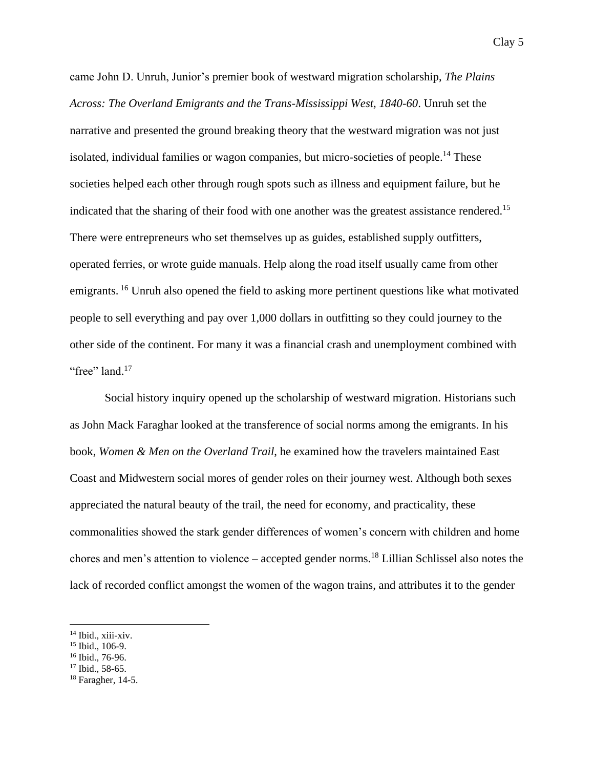came John D. Unruh, Junior's premier book of westward migration scholarship, *The Plains Across: The Overland Emigrants and the Trans-Mississippi West, 1840-60*. Unruh set the narrative and presented the ground breaking theory that the westward migration was not just isolated, individual families or wagon companies, but micro-societies of people.[14] These societies helped each other through rough spots such as illness and equipment failure, but he indicated that the sharing of their food with one another was the greatest assistance rendered.[15] There were entrepreneurs who set themselves up as guides, established supply outfitters, operated ferries, or wrote guide manuals. Help along the road itself usually came from other emigrants.[16] Unruh also opened the field to asking more pertinent questions like what motivated people to sell everything and pay over 1,000 dollars in outfitting so they could journey to the other side of the continent. For many it was a financial crash and unemployment combined with "free" land.[17]

Social history inquiry opened up the scholarship of westward migration. Historians such as John Mack Faraghar looked at the transference of social norms among the emigrants. In his book, *Women & Men on the Overland Trail*, he examined how the travelers maintained East Coast and Midwestern social mores of gender roles on their journey west. Although both sexes appreciated the natural beauty of the trail, the need for economy, and practicality, these commonalities showed the stark gender differences of women's concern with children and home chores and men's attention to violence – accepted gender norms.[18] Lillian Schlissel also notes the lack of recorded conflict amongst the women of the wagon trains, and attributes it to the gender

---

[14] Ibid., xiii-xiv.

[15] Ibid., 106-9.

[16] Ibid., 76-96.

[17] Ibid., 58-65.

[18] Faragher, 14-5.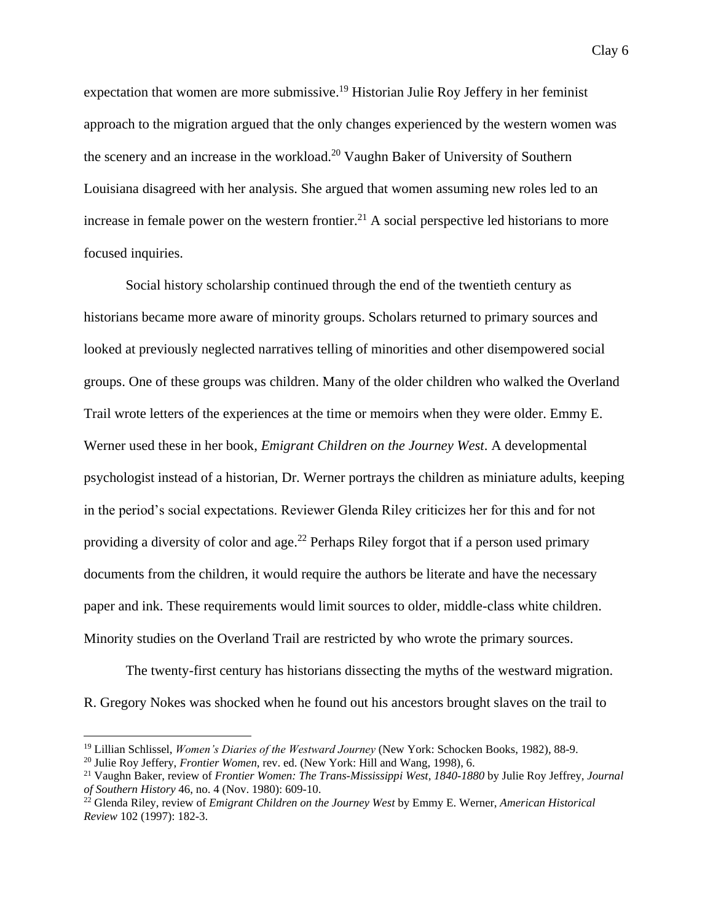expectation that women are more submissive.[19] Historian Julie Roy Jeffery in her feminist approach to the migration argued that the only changes experienced by the western women was the scenery and an increase in the workload.[20] Vaughn Baker of University of Southern Louisiana disagreed with her analysis. She argued that women assuming new roles led to an increase in female power on the western frontier.[21] A social perspective led historians to more focused inquiries.

Social history scholarship continued through the end of the twentieth century as historians became more aware of minority groups. Scholars returned to primary sources and looked at previously neglected narratives telling of minorities and other disempowered social groups. One of these groups was children. Many of the older children who walked the Overland Trail wrote letters of the experiences at the time or memoirs when they were older. Emmy E. Werner used these in her book, *Emigrant Children on the Journey West*. A developmental psychologist instead of a historian, Dr. Werner portrays the children as miniature adults, keeping in the period's social expectations. Reviewer Glenda Riley criticizes her for this and for not providing a diversity of color and age.[22] Perhaps Riley forgot that if a person used primary documents from the children, it would require the authors be literate and have the necessary paper and ink. These requirements would limit sources to older, middle-class white children. Minority studies on the Overland Trail are restricted by who wrote the primary sources.

The twenty-first century has historians dissecting the myths of the westward migration. R. Gregory Nokes was shocked when he found out his ancestors brought slaves on the trail to

---

[19] Lillian Schlissel, *Women's Diaries of the Westward Journey* (New York: Schocken Books, 1982), 88-9.

[20] Julie Roy Jeffery, *Frontier Women*, rev. ed. (New York: Hill and Wang, 1998), 6.

[21] Vaughn Baker, review of *Frontier Women: The Trans-Mississippi West, 1840-1880* by Julie Roy Jeffrey, *Journal of Southern History* 46, no. 4 (Nov. 1980): 609-10.

[22] Glenda Riley, review of *Emigrant Children on the Journey West* by Emmy E. Werner, *American Historical Review* 102 (1997): 182-3.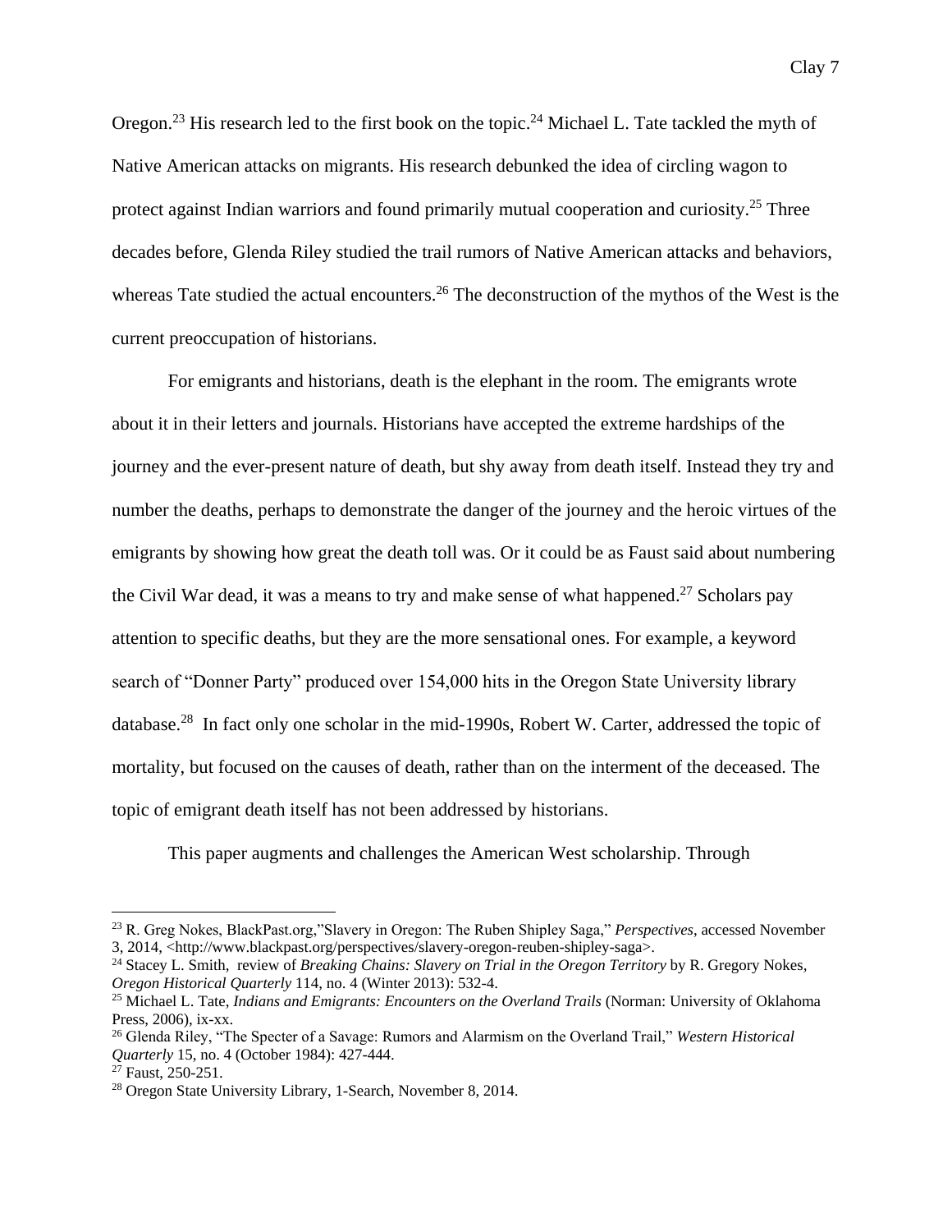Oregon.[23] His research led to the first book on the topic.[24] Michael L. Tate tackled the myth of Native American attacks on migrants. His research debunked the idea of circling wagon to protect against Indian warriors and found primarily mutual cooperation and curiosity.[25] Three decades before, Glenda Riley studied the trail rumors of Native American attacks and behaviors, whereas Tate studied the actual encounters.[26] The deconstruction of the mythos of the West is the current preoccupation of historians.

For emigrants and historians, death is the elephant in the room. The emigrants wrote about it in their letters and journals. Historians have accepted the extreme hardships of the journey and the ever-present nature of death, but shy away from death itself. Instead they try and number the deaths, perhaps to demonstrate the danger of the journey and the heroic virtues of the emigrants by showing how great the death toll was. Or it could be as Faust said about numbering the Civil War dead, it was a means to try and make sense of what happened.[27] Scholars pay attention to specific deaths, but they are the more sensational ones. For example, a keyword search of "Donner Party" produced over 154,000 hits in the Oregon State University library database.[28] In fact only one scholar in the mid-1990s, Robert W. Carter, addressed the topic of mortality, but focused on the causes of death, rather than on the interment of the deceased. The topic of emigrant death itself has not been addressed by historians.

This paper augments and challenges the American West scholarship. Through

---

[23] R. Greg Nokes, BlackPast.org,"Slavery in Oregon: The Ruben Shipley Saga," *Perspectives*, accessed November 3, 2014, <http://www.blackpast.org/perspectives/slavery-oregon-reuben-shipley-saga>.

[24] Stacey L. Smith, review of *Breaking Chains: Slavery on Trial in the Oregon Territory* by R. Gregory Nokes, *Oregon Historical Quarterly* 114, no. 4 (Winter 2013): 532-4.

[25] Michael L. Tate, *Indians and Emigrants: Encounters on the Overland Trails* (Norman: University of Oklahoma Press, 2006), ix-xx.

[26] Glenda Riley, "The Specter of a Savage: Rumors and Alarmism on the Overland Trail," *Western Historical Quarterly* 15, no. 4 (October 1984): 427-444.

[27] Faust, 250-251.

[28] Oregon State University Library, 1-Search, November 8, 2014.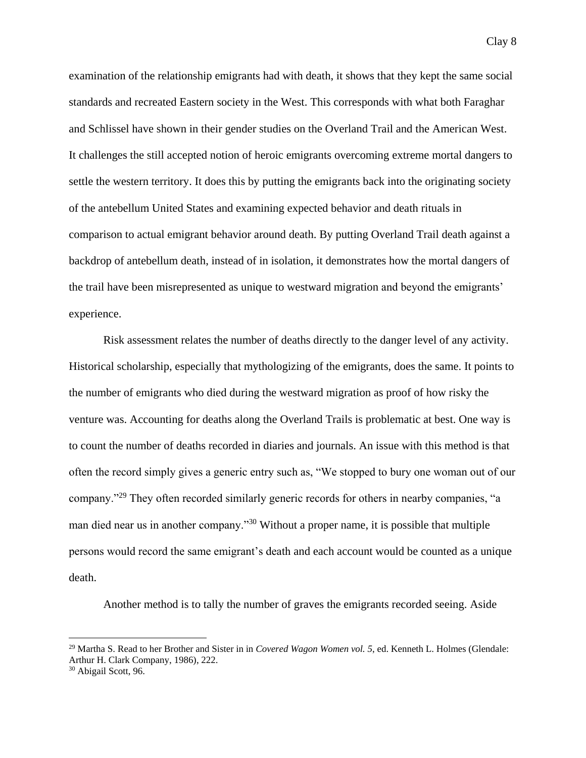examination of the relationship emigrants had with death, it shows that they kept the same social standards and recreated Eastern society in the West. This corresponds with what both Faraghar and Schlissel have shown in their gender studies on the Overland Trail and the American West. It challenges the still accepted notion of heroic emigrants overcoming extreme mortal dangers to settle the western territory. It does this by putting the emigrants back into the originating society of the antebellum United States and examining expected behavior and death rituals in comparison to actual emigrant behavior around death. By putting Overland Trail death against a backdrop of antebellum death, instead of in isolation, it demonstrates how the mortal dangers of the trail have been misrepresented as unique to westward migration and beyond the emigrants' experience.

Risk assessment relates the number of deaths directly to the danger level of any activity. Historical scholarship, especially that mythologizing of the emigrants, does the same. It points to the number of emigrants who died during the westward migration as proof of how risky the venture was. Accounting for deaths along the Overland Trails is problematic at best. One way is to count the number of deaths recorded in diaries and journals. An issue with this method is that often the record simply gives a generic entry such as, "We stopped to bury one woman out of our company."[29] They often recorded similarly generic records for others in nearby companies, "a man died near us in another company."[30] Without a proper name, it is possible that multiple persons would record the same emigrant's death and each account would be counted as a unique death.

Another method is to tally the number of graves the emigrants recorded seeing. Aside

---

[29] Martha S. Read to her Brother and Sister in in *Covered Wagon Women vol. 5*, ed. Kenneth L. Holmes (Glendale: Arthur H. Clark Company, 1986), 222.

[30] Abigail Scott, 96.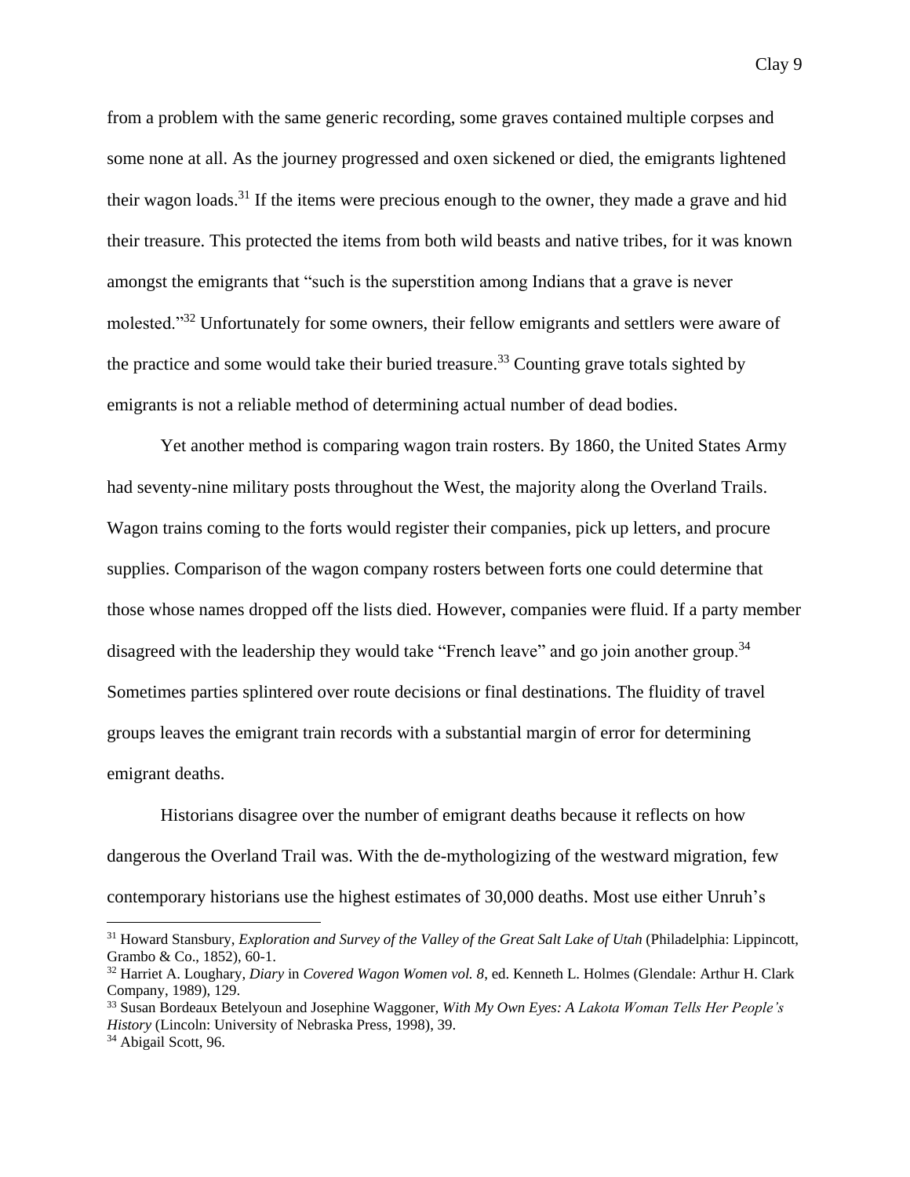from a problem with the same generic recording, some graves contained multiple corpses and some none at all. As the journey progressed and oxen sickened or died, the emigrants lightened their wagon loads.[31] If the items were precious enough to the owner, they made a grave and hid their treasure. This protected the items from both wild beasts and native tribes, for it was known amongst the emigrants that "such is the superstition among Indians that a grave is never molested."[32] Unfortunately for some owners, their fellow emigrants and settlers were aware of the practice and some would take their buried treasure.[33] Counting grave totals sighted by emigrants is not a reliable method of determining actual number of dead bodies.

Yet another method is comparing wagon train rosters. By 1860, the United States Army had seventy-nine military posts throughout the West, the majority along the Overland Trails. Wagon trains coming to the forts would register their companies, pick up letters, and procure supplies. Comparison of the wagon company rosters between forts one could determine that those whose names dropped off the lists died. However, companies were fluid. If a party member disagreed with the leadership they would take "French leave" and go join another group.[34] Sometimes parties splintered over route decisions or final destinations. The fluidity of travel groups leaves the emigrant train records with a substantial margin of error for determining emigrant deaths.

Historians disagree over the number of emigrant deaths because it reflects on how dangerous the Overland Trail was. With the de-mythologizing of the westward migration, few contemporary historians use the highest estimates of 30,000 deaths. Most use either Unruh's

---

[31] Howard Stansbury, *Exploration and Survey of the Valley of the Great Salt Lake of Utah* (Philadelphia: Lippincott, Grambo & Co., 1852), 60-1.

[32] Harriet A. Loughary, *Diary* in *Covered Wagon Women vol. 8*, ed. Kenneth L. Holmes (Glendale: Arthur H. Clark Company, 1989), 129.

[33] Susan Bordeaux Betelyoun and Josephine Waggoner, *With My Own Eyes: A Lakota Woman Tells Her People's History* (Lincoln: University of Nebraska Press, 1998), 39.

[34] Abigail Scott, 96.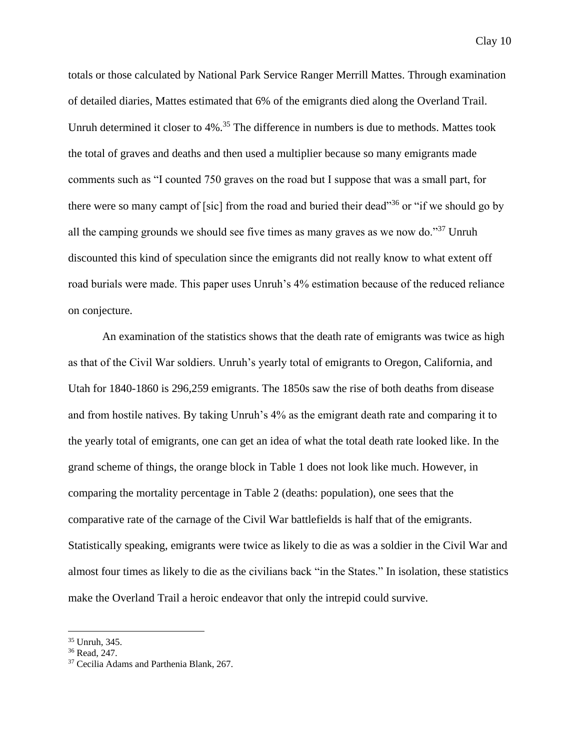totals or those calculated by National Park Service Ranger Merrill Mattes. Through examination of detailed diaries, Mattes estimated that 6% of the emigrants died along the Overland Trail. Unruh determined it closer to 4%.[35] The difference in numbers is due to methods. Mattes took the total of graves and deaths and then used a multiplier because so many emigrants made comments such as "I counted 750 graves on the road but I suppose that was a small part, for there were so many campt of [sic] from the road and buried their dead"[36] or "if we should go by all the camping grounds we should see five times as many graves as we now do."[37] Unruh discounted this kind of speculation since the emigrants did not really know to what extent off road burials were made. This paper uses Unruh's 4% estimation because of the reduced reliance on conjecture.

An examination of the statistics shows that the death rate of emigrants was twice as high as that of the Civil War soldiers. Unruh's yearly total of emigrants to Oregon, California, and Utah for 1840-1860 is 296,259 emigrants. The 1850s saw the rise of both deaths from disease and from hostile natives. By taking Unruh's 4% as the emigrant death rate and comparing it to the yearly total of emigrants, one can get an idea of what the total death rate looked like. In the grand scheme of things, the orange block in Table 1 does not look like much. However, in comparing the mortality percentage in Table 2 (deaths: population), one sees that the comparative rate of the carnage of the Civil War battlefields is half that of the emigrants. Statistically speaking, emigrants were twice as likely to die as was a soldier in the Civil War and almost four times as likely to die as the civilians back "in the States." In isolation, these statistics make the Overland Trail a heroic endeavor that only the intrepid could survive.

---

[35] Unruh, 345.
[36] Read, 247.
[37] Cecilia Adams and Parthenia Blank, 267.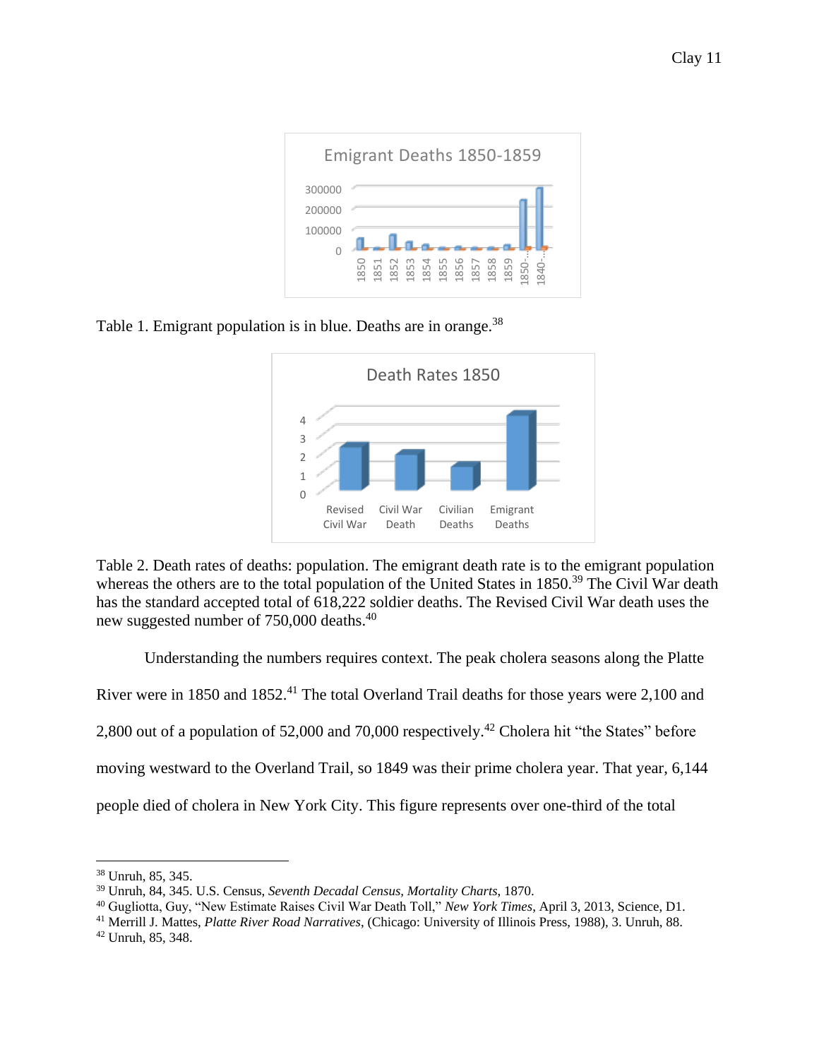Table 1. Emigrant population is in blue. Deaths are in orange.[38]

Table 2. Death rates of deaths: population. The emigrant death rate is to the emigrant population whereas the others are to the total population of the United States in 1850.[39] The Civil War death has the standard accepted total of 618,222 soldier deaths. The Revised Civil War death uses the new suggested number of 750,000 deaths.[40]

Understanding the numbers requires context. The peak cholera seasons along the Platte River were in 1850 and 1852.[41] The total Overland Trail deaths for those years were 2,100 and 2,800 out of a population of 52,000 and 70,000 respectively.[42] Cholera hit "the States" before moving westward to the Overland Trail, so 1849 was their prime cholera year. That year, 6,144 people died of cholera in New York City. This figure represents over one-third of the total

---

[38] Unruh, 85, 345.

[39] Unruh, 84, 345. U.S. Census, *Seventh Decadal Census, Mortality Charts*, 1870.

[40] Gugliotta, Guy, "New Estimate Raises Civil War Death Toll," *New York Times*, April 3, 2013, Science, D1.

[41] Merrill J. Mattes, *Platte River Road Narratives*, (Chicago: University of Illinois Press, 1988), 3. Unruh, 88.

[42] Unruh, 85, 348.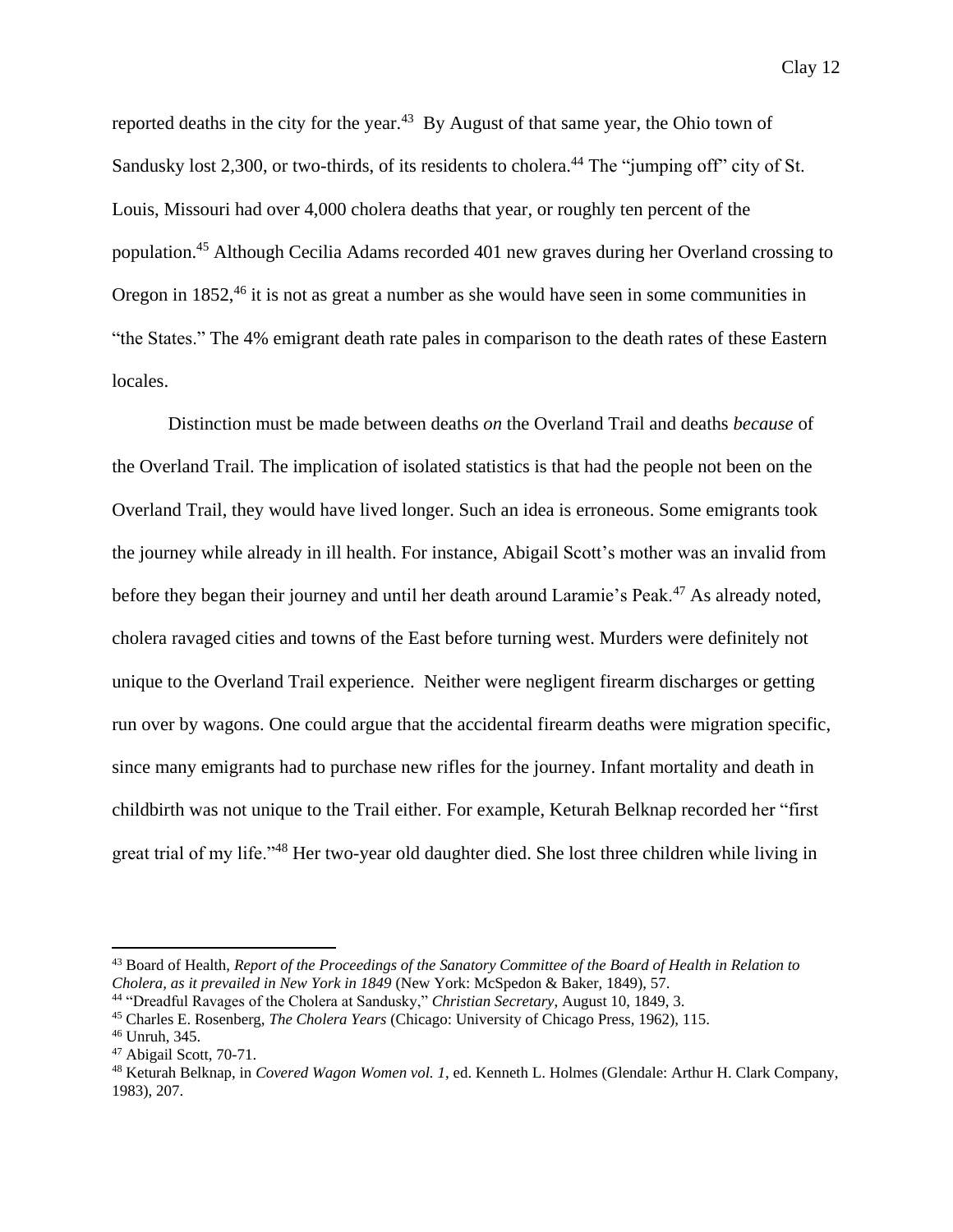reported deaths in the city for the year.[43] By August of that same year, the Ohio town of Sandusky lost 2,300, or two-thirds, of its residents to cholera.[44] The "jumping off" city of St. Louis, Missouri had over 4,000 cholera deaths that year, or roughly ten percent of the population.[45] Although Cecilia Adams recorded 401 new graves during her Overland crossing to Oregon in 1852,[46] it is not as great a number as she would have seen in some communities in "the States." The 4% emigrant death rate pales in comparison to the death rates of these Eastern locales.

Distinction must be made between deaths *on* the Overland Trail and deaths *because* of the Overland Trail. The implication of isolated statistics is that had the people not been on the Overland Trail, they would have lived longer. Such an idea is erroneous. Some emigrants took the journey while already in ill health. For instance, Abigail Scott's mother was an invalid from before they began their journey and until her death around Laramie's Peak.[47] As already noted, cholera ravaged cities and towns of the East before turning west. Murders were definitely not unique to the Overland Trail experience. Neither were negligent firearm discharges or getting run over by wagons. One could argue that the accidental firearm deaths were migration specific, since many emigrants had to purchase new rifles for the journey. Infant mortality and death in childbirth was not unique to the Trail either. For example, Keturah Belknap recorded her "first great trial of my life."[48] Her two-year old daughter died. She lost three children while living in

---

[43] Board of Health, *Report of the Proceedings of the Sanatory Committee of the Board of Health in Relation to Cholera, as it prevailed in New York in 1849* (New York: McSpedon & Baker, 1849), 57.

[44] "Dreadful Ravages of the Cholera at Sandusky," *Christian Secretary*, August 10, 1849, 3.

[45] Charles E. Rosenberg, *The Cholera Years* (Chicago: University of Chicago Press, 1962), 115.

[46] Unruh, 345.

[47] Abigail Scott, 70-71.

[48] Keturah Belknap, in *Covered Wagon Women vol. 1*, ed. Kenneth L. Holmes (Glendale: Arthur H. Clark Company, 1983), 207.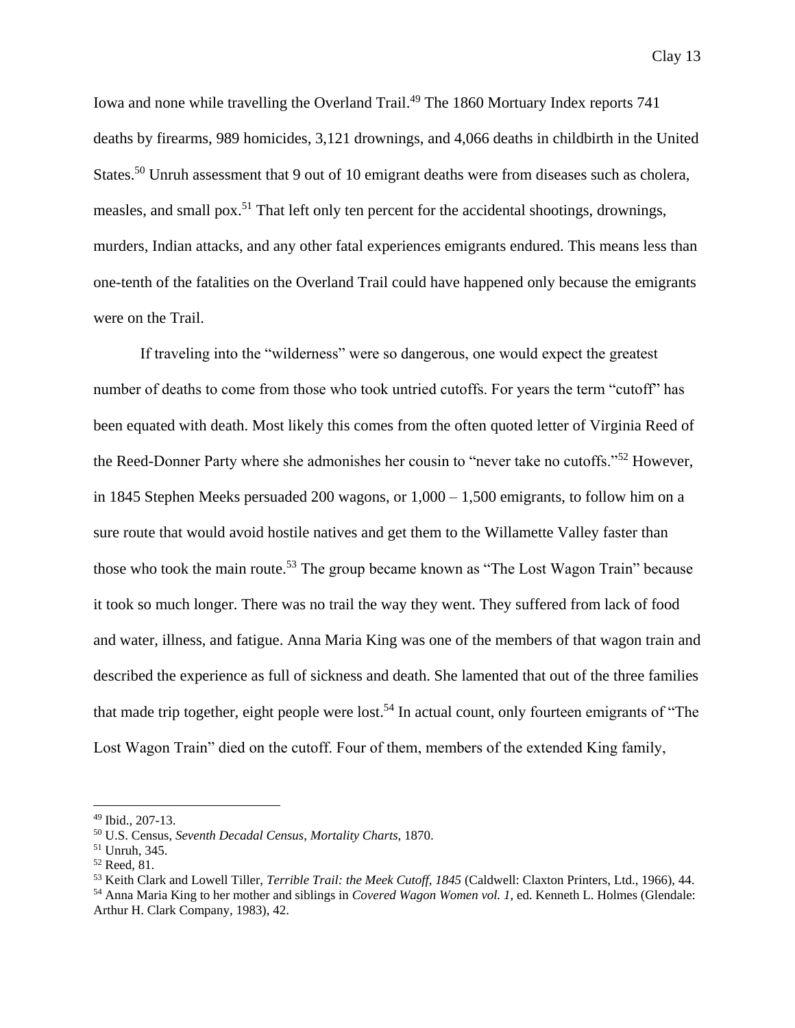Iowa and none while travelling the Overland Trail.[49] The 1860 Mortuary Index reports 741 deaths by firearms, 989 homicides, 3,121 drownings, and 4,066 deaths in childbirth in the United States.[50] Unruh assessment that 9 out of 10 emigrant deaths were from diseases such as cholera, measles, and small pox.[51] That left only ten percent for the accidental shootings, drownings, murders, Indian attacks, and any other fatal experiences emigrants endured. This means less than one-tenth of the fatalities on the Overland Trail could have happened only because the emigrants were on the Trail.

If traveling into the "wilderness" were so dangerous, one would expect the greatest number of deaths to come from those who took untried cutoffs. For years the term "cutoff" has been equated with death. Most likely this comes from the often quoted letter of Virginia Reed of the Reed-Donner Party where she admonishes her cousin to "never take no cutoffs."[52] However, in 1845 Stephen Meeks persuaded 200 wagons, or 1,000 – 1,500 emigrants, to follow him on a sure route that would avoid hostile natives and get them to the Willamette Valley faster than those who took the main route.[53] The group became known as "The Lost Wagon Train" because it took so much longer. There was no trail the way they went. They suffered from lack of food and water, illness, and fatigue. Anna Maria King was one of the members of that wagon train and described the experience as full of sickness and death. She lamented that out of the three families that made trip together, eight people were lost.[54] In actual count, only fourteen emigrants of "The Lost Wagon Train" died on the cutoff. Four of them, members of the extended King family,

---

[49] Ibid., 207-13.

[50] U.S. Census, *Seventh Decadal Census, Mortality Charts*, 1870.

[51] Unruh, 345.

[52] Reed, 81.

[53] Keith Clark and Lowell Tiller, *Terrible Trail: the Meek Cutoff, 1845* (Caldwell: Claxton Printers, Ltd., 1966), 44.

[54] Anna Maria King to her mother and siblings in *Covered Wagon Women vol. 1*, ed. Kenneth L. Holmes (Glendale: Arthur H. Clark Company, 1983), 42.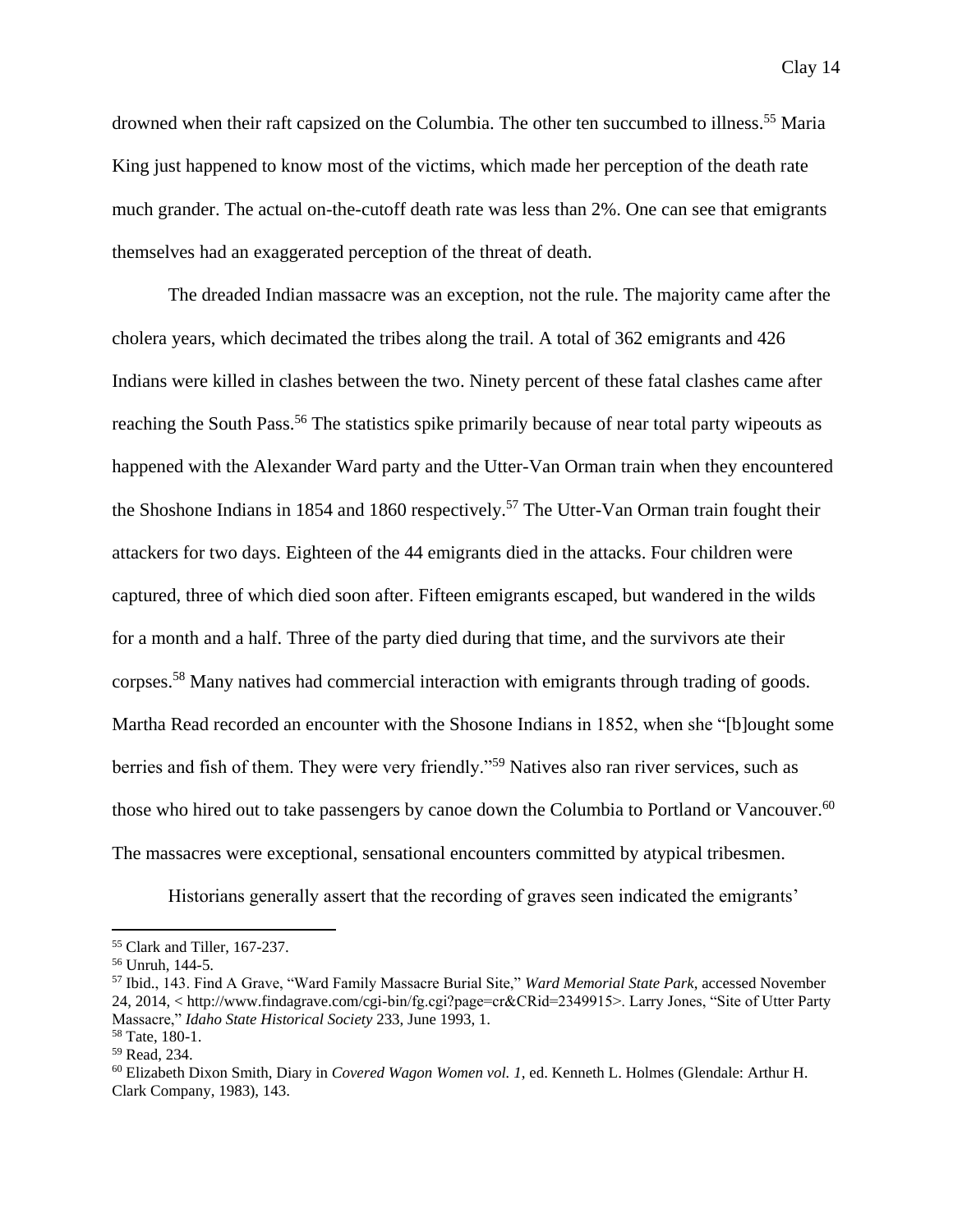drowned when their raft capsized on the Columbia. The other ten succumbed to illness.[55] Maria King just happened to know most of the victims, which made her perception of the death rate much grander. The actual on-the-cutoff death rate was less than 2%. One can see that emigrants themselves had an exaggerated perception of the threat of death.

The dreaded Indian massacre was an exception, not the rule. The majority came after the cholera years, which decimated the tribes along the trail. A total of 362 emigrants and 426 Indians were killed in clashes between the two. Ninety percent of these fatal clashes came after reaching the South Pass.[56] The statistics spike primarily because of near total party wipeouts as happened with the Alexander Ward party and the Utter-Van Orman train when they encountered the Shoshone Indians in 1854 and 1860 respectively.[57] The Utter-Van Orman train fought their attackers for two days. Eighteen of the 44 emigrants died in the attacks. Four children were captured, three of which died soon after. Fifteen emigrants escaped, but wandered in the wilds for a month and a half. Three of the party died during that time, and the survivors ate their corpses.[58] Many natives had commercial interaction with emigrants through trading of goods. Martha Read recorded an encounter with the Shosone Indians in 1852, when she "[b]ought some berries and fish of them. They were very friendly."[59] Natives also ran river services, such as those who hired out to take passengers by canoe down the Columbia to Portland or Vancouver.[60] The massacres were exceptional, sensational encounters committed by atypical tribesmen.

Historians generally assert that the recording of graves seen indicated the emigrants'

---

[55] Clark and Tiller, 167-237.

[56] Unruh, 144-5.

[57] Ibid., 143. Find A Grave, "Ward Family Massacre Burial Site," *Ward Memorial State Park*, accessed November 24, 2014, < http://www.findagrave.com/cgi-bin/fg.cgi?page=cr&CRid=2349915>. Larry Jones, "Site of Utter Party Massacre," *Idaho State Historical Society* 233, June 1993, 1.

[58] Tate, 180-1.

[59] Read, 234.

[60] Elizabeth Dixon Smith, Diary in *Covered Wagon Women vol. 1*, ed. Kenneth L. Holmes (Glendale: Arthur H. Clark Company, 1983), 143.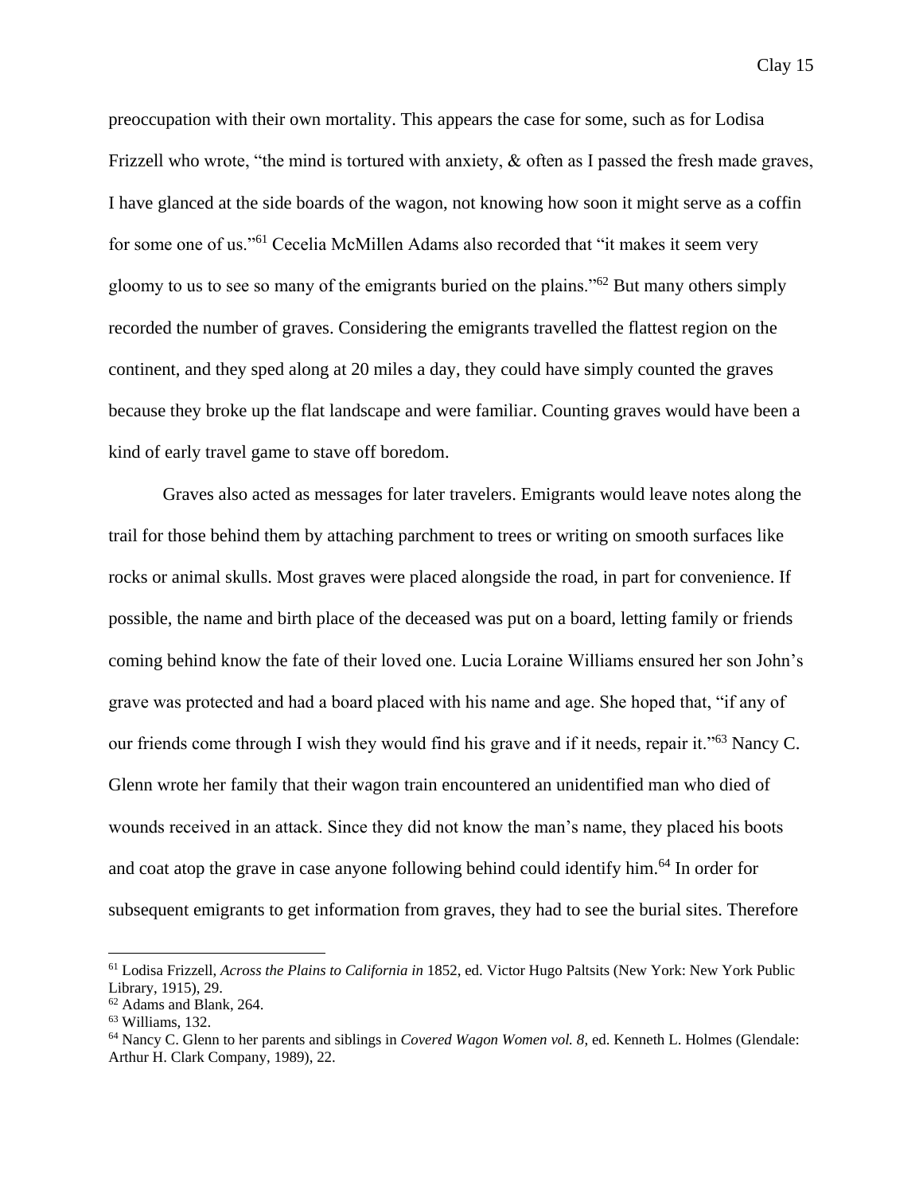preoccupation with their own mortality. This appears the case for some, such as for Lodisa Frizzell who wrote, "the mind is tortured with anxiety, & often as I passed the fresh made graves, I have glanced at the side boards of the wagon, not knowing how soon it might serve as a coffin for some one of us."[61] Cecelia McMillen Adams also recorded that "it makes it seem very gloomy to us to see so many of the emigrants buried on the plains."[62] But many others simply recorded the number of graves. Considering the emigrants travelled the flattest region on the continent, and they sped along at 20 miles a day, they could have simply counted the graves because they broke up the flat landscape and were familiar. Counting graves would have been a kind of early travel game to stave off boredom.

Graves also acted as messages for later travelers. Emigrants would leave notes along the trail for those behind them by attaching parchment to trees or writing on smooth surfaces like rocks or animal skulls. Most graves were placed alongside the road, in part for convenience. If possible, the name and birth place of the deceased was put on a board, letting family or friends coming behind know the fate of their loved one. Lucia Loraine Williams ensured her son John's grave was protected and had a board placed with his name and age. She hoped that, "if any of our friends come through I wish they would find his grave and if it needs, repair it."[63] Nancy C. Glenn wrote her family that their wagon train encountered an unidentified man who died of wounds received in an attack. Since they did not know the man's name, they placed his boots and coat atop the grave in case anyone following behind could identify him.[64] In order for subsequent emigrants to get information from graves, they had to see the burial sites. Therefore

---

[61] Lodisa Frizzell, *Across the Plains to California in* 1852, ed. Victor Hugo Paltsits (New York: New York Public Library, 1915), 29.
[62] Adams and Blank, 264.
[63] Williams, 132.
[64] Nancy C. Glenn to her parents and siblings in *Covered Wagon Women vol. 8,* ed. Kenneth L. Holmes (Glendale: Arthur H. Clark Company, 1989), 22.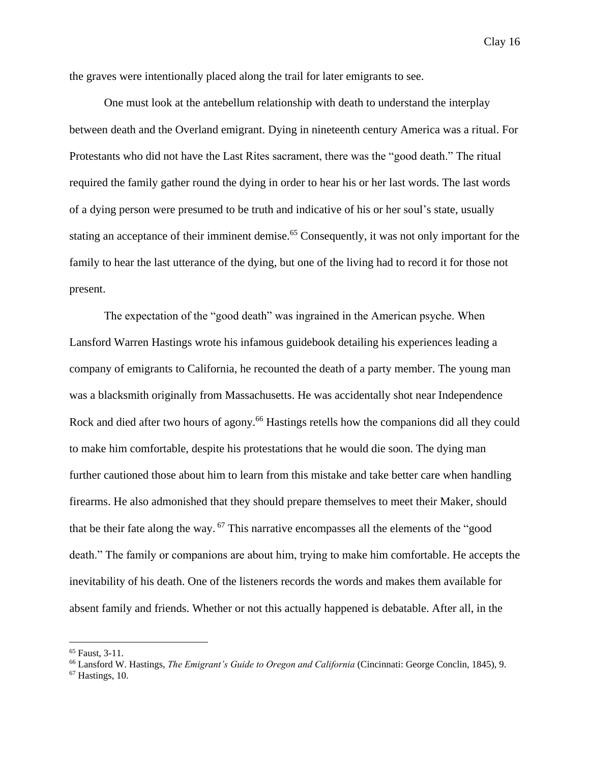the graves were intentionally placed along the trail for later emigrants to see.

One must look at the antebellum relationship with death to understand the interplay between death and the Overland emigrant. Dying in nineteenth century America was a ritual. For Protestants who did not have the Last Rites sacrament, there was the "good death." The ritual required the family gather round the dying in order to hear his or her last words. The last words of a dying person were presumed to be truth and indicative of his or her soul's state, usually stating an acceptance of their imminent demise.[65] Consequently, it was not only important for the family to hear the last utterance of the dying, but one of the living had to record it for those not present.

The expectation of the "good death" was ingrained in the American psyche. When Lansford Warren Hastings wrote his infamous guidebook detailing his experiences leading a company of emigrants to California, he recounted the death of a party member. The young man was a blacksmith originally from Massachusetts. He was accidentally shot near Independence Rock and died after two hours of agony.[66] Hastings retells how the companions did all they could to make him comfortable, despite his protestations that he would die soon. The dying man further cautioned those about him to learn from this mistake and take better care when handling firearms. He also admonished that they should prepare themselves to meet their Maker, should that be their fate along the way. [67] This narrative encompasses all the elements of the "good death." The family or companions are about him, trying to make him comfortable. He accepts the inevitability of his death. One of the listeners records the words and makes them available for absent family and friends. Whether or not this actually happened is debatable. After all, in the

---

[65] Faust, 3-11.

[66] Lansford W. Hastings, *The Emigrant's Guide to Oregon and California* (Cincinnati: George Conclin, 1845), 9.

[67] Hastings, 10.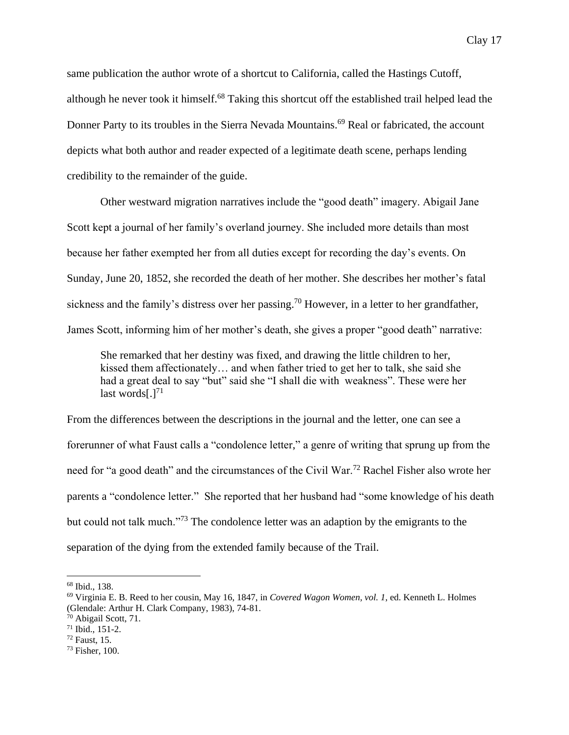same publication the author wrote of a shortcut to California, called the Hastings Cutoff, although he never took it himself.[68] Taking this shortcut off the established trail helped lead the Donner Party to its troubles in the Sierra Nevada Mountains.[69] Real or fabricated, the account depicts what both author and reader expected of a legitimate death scene, perhaps lending credibility to the remainder of the guide.

Other westward migration narratives include the "good death" imagery. Abigail Jane Scott kept a journal of her family's overland journey. She included more details than most because her father exempted her from all duties except for recording the day's events. On Sunday, June 20, 1852, she recorded the death of her mother. She describes her mother's fatal sickness and the family's distress over her passing.[70] However, in a letter to her grandfather, James Scott, informing him of her mother's death, she gives a proper "good death" narrative:

> She remarked that her destiny was fixed, and drawing the little children to her, kissed them affectionately… and when father tried to get her to talk, she said she had a great deal to say "but" said she "I shall die with weakness". These were her last words[.][71]

From the differences between the descriptions in the journal and the letter, one can see a forerunner of what Faust calls a "condolence letter," a genre of writing that sprung up from the need for "a good death" and the circumstances of the Civil War.[72] Rachel Fisher also wrote her parents a "condolence letter." She reported that her husband had "some knowledge of his death but could not talk much."[73] The condolence letter was an adaption by the emigrants to the separation of the dying from the extended family because of the Trail.

---

[68] Ibid., 138.

[69] Virginia E. B. Reed to her cousin, May 16, 1847, in *Covered Wagon Women, vol. 1*, ed. Kenneth L. Holmes (Glendale: Arthur H. Clark Company, 1983), 74-81.

[70] Abigail Scott, 71.

[71] Ibid., 151-2.

[72] Faust, 15.

[73] Fisher, 100.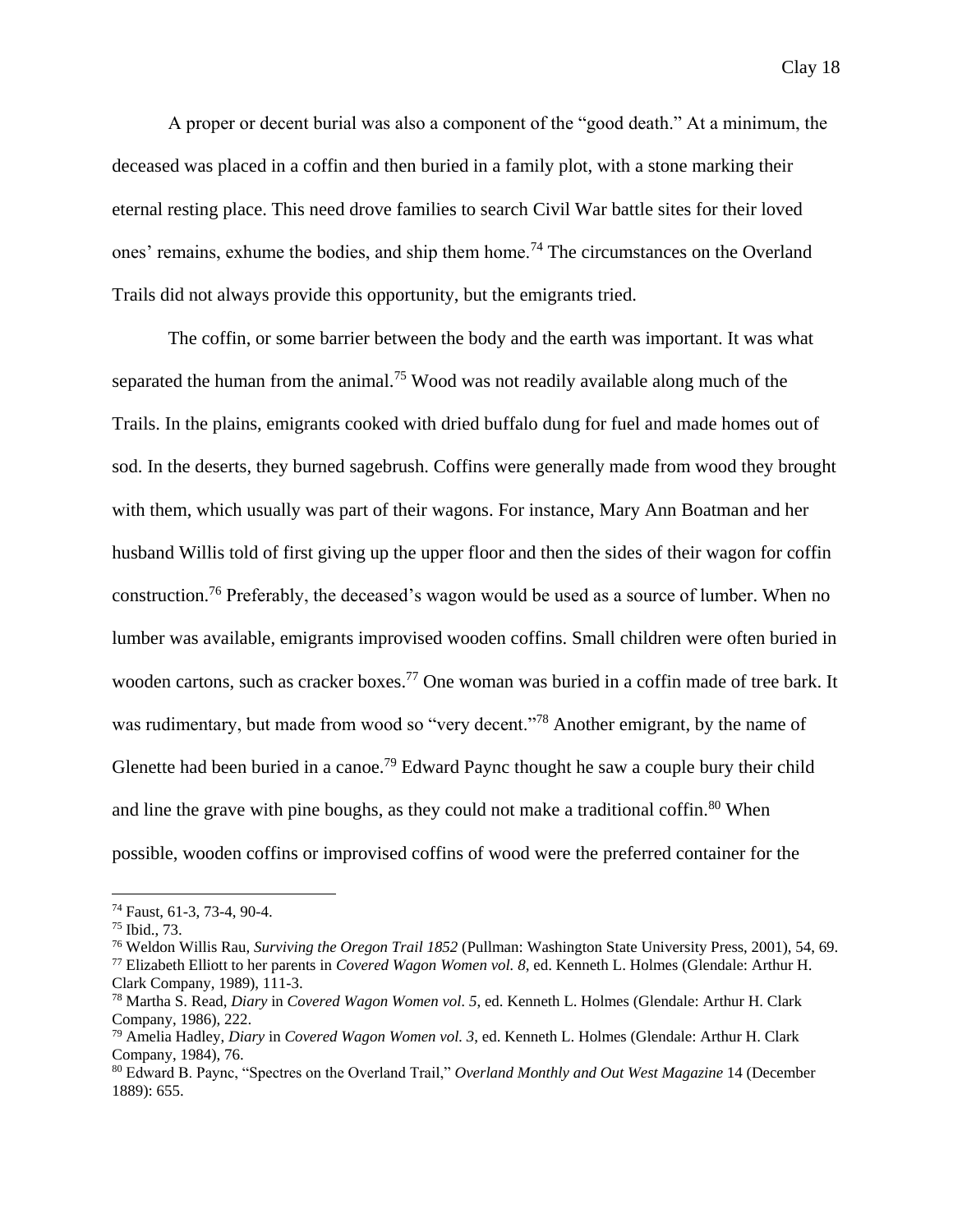A proper or decent burial was also a component of the "good death." At a minimum, the deceased was placed in a coffin and then buried in a family plot, with a stone marking their eternal resting place. This need drove families to search Civil War battle sites for their loved ones' remains, exhume the bodies, and ship them home.[74] The circumstances on the Overland Trails did not always provide this opportunity, but the emigrants tried.

The coffin, or some barrier between the body and the earth was important. It was what separated the human from the animal.[75] Wood was not readily available along much of the Trails. In the plains, emigrants cooked with dried buffalo dung for fuel and made homes out of sod. In the deserts, they burned sagebrush. Coffins were generally made from wood they brought with them, which usually was part of their wagons. For instance, Mary Ann Boatman and her husband Willis told of first giving up the upper floor and then the sides of their wagon for coffin construction.[76] Preferably, the deceased's wagon would be used as a source of lumber. When no lumber was available, emigrants improvised wooden coffins. Small children were often buried in wooden cartons, such as cracker boxes.[77] One woman was buried in a coffin made of tree bark. It was rudimentary, but made from wood so "very decent."[78] Another emigrant, by the name of Glenette had been buried in a canoe.[79] Edward Paync thought he saw a couple bury their child and line the grave with pine boughs, as they could not make a traditional coffin.[80] When possible, wooden coffins or improvised coffins of wood were the preferred container for the

---

[74] Faust, 61-3, 73-4, 90-4.

[75] Ibid., 73.

[76] Weldon Willis Rau, *Surviving the Oregon Trail 1852* (Pullman: Washington State University Press, 2001), 54, 69.

[77] Elizabeth Elliott to her parents in *Covered Wagon Women vol. 8*, ed. Kenneth L. Holmes (Glendale: Arthur H. Clark Company, 1989), 111-3.

[78] Martha S. Read, *Diary* in *Covered Wagon Women vol. 5*, ed. Kenneth L. Holmes (Glendale: Arthur H. Clark Company, 1986), 222.

[79] Amelia Hadley, *Diary* in *Covered Wagon Women vol. 3*, ed. Kenneth L. Holmes (Glendale: Arthur H. Clark Company, 1984), 76.

[80] Edward B. Paync, "Spectres on the Overland Trail," *Overland Monthly and Out West Magazine* 14 (December 1889): 655.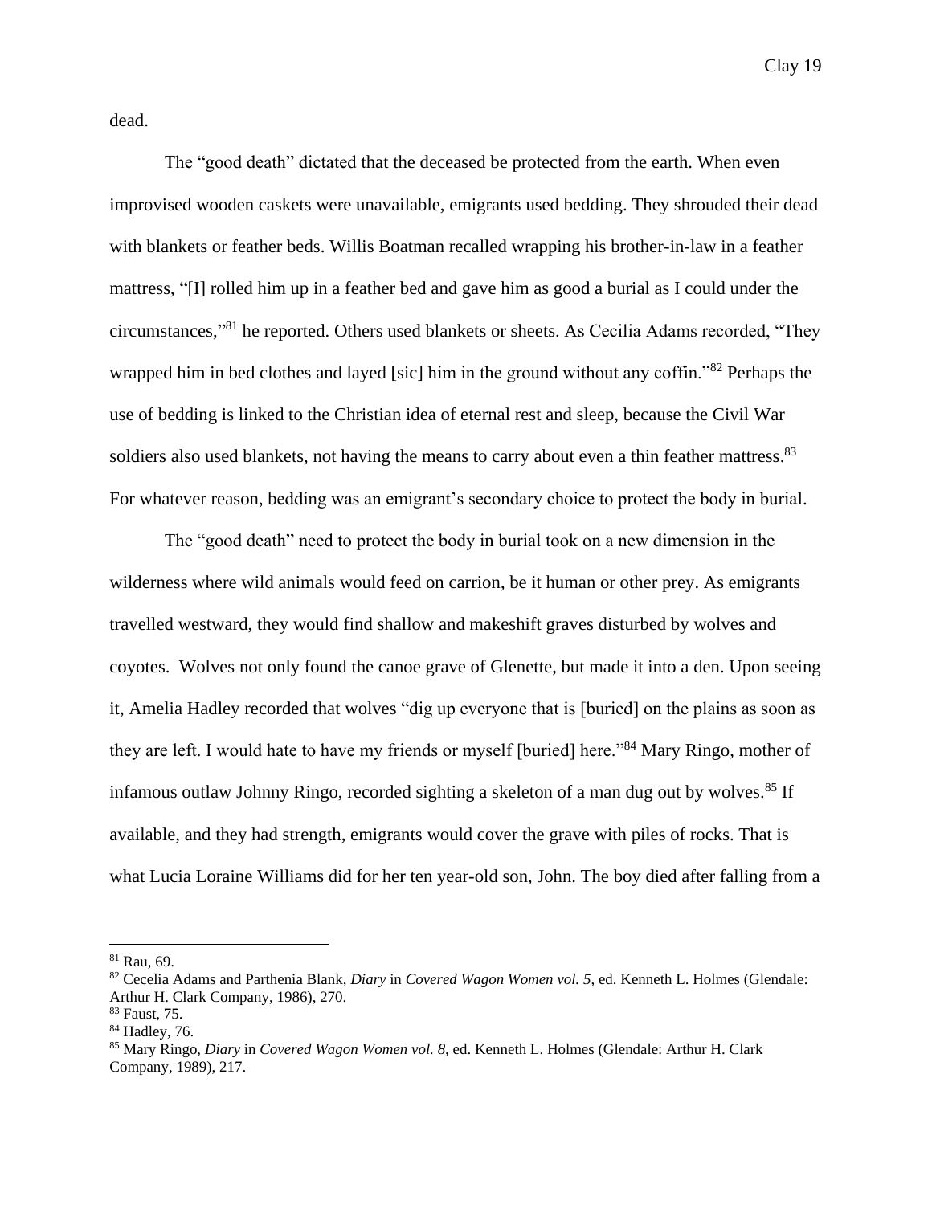dead.

The "good death" dictated that the deceased be protected from the earth. When even improvised wooden caskets were unavailable, emigrants used bedding. They shrouded their dead with blankets or feather beds. Willis Boatman recalled wrapping his brother-in-law in a feather mattress, "[I] rolled him up in a feather bed and gave him as good a burial as I could under the circumstances,"[81] he reported. Others used blankets or sheets. As Cecilia Adams recorded, "They wrapped him in bed clothes and layed [sic] him in the ground without any coffin."[82] Perhaps the use of bedding is linked to the Christian idea of eternal rest and sleep, because the Civil War soldiers also used blankets, not having the means to carry about even a thin feather mattress.[83] For whatever reason, bedding was an emigrant's secondary choice to protect the body in burial.

The "good death" need to protect the body in burial took on a new dimension in the wilderness where wild animals would feed on carrion, be it human or other prey. As emigrants travelled westward, they would find shallow and makeshift graves disturbed by wolves and coyotes. Wolves not only found the canoe grave of Glenette, but made it into a den. Upon seeing it, Amelia Hadley recorded that wolves "dig up everyone that is [buried] on the plains as soon as they are left. I would hate to have my friends or myself [buried] here."[84] Mary Ringo, mother of infamous outlaw Johnny Ringo, recorded sighting a skeleton of a man dug out by wolves.[85] If available, and they had strength, emigrants would cover the grave with piles of rocks. That is what Lucia Loraine Williams did for her ten year-old son, John. The boy died after falling from a

---

[81] Rau, 69.

[82] Cecelia Adams and Parthenia Blank, *Diary* in *Covered Wagon Women vol. 5*, ed. Kenneth L. Holmes (Glendale: Arthur H. Clark Company, 1986), 270.

[83] Faust, 75.

[84] Hadley, 76.

[85] Mary Ringo, *Diary* in *Covered Wagon Women vol. 8*, ed. Kenneth L. Holmes (Glendale: Arthur H. Clark Company, 1989), 217.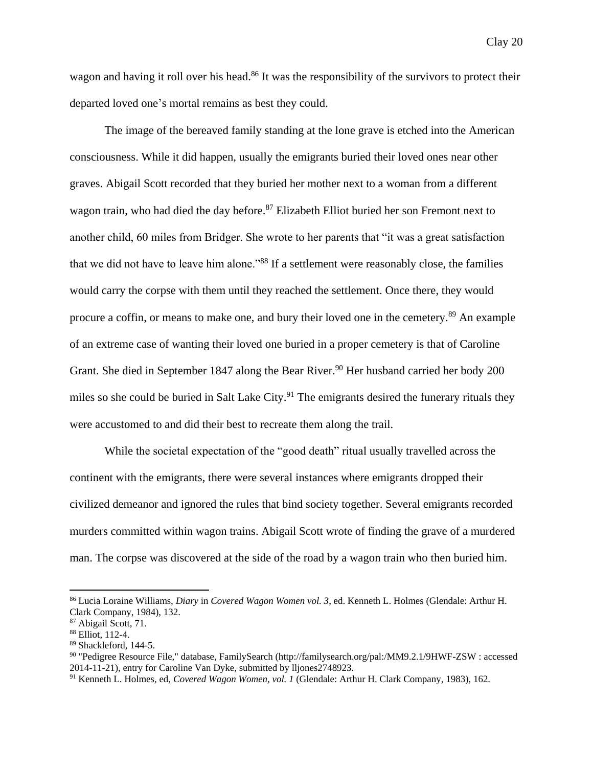wagon and having it roll over his head.[86] It was the responsibility of the survivors to protect their departed loved one's mortal remains as best they could.

The image of the bereaved family standing at the lone grave is etched into the American consciousness. While it did happen, usually the emigrants buried their loved ones near other graves. Abigail Scott recorded that they buried her mother next to a woman from a different wagon train, who had died the day before.[87] Elizabeth Elliot buried her son Fremont next to another child, 60 miles from Bridger. She wrote to her parents that "it was a great satisfaction that we did not have to leave him alone."[88] If a settlement were reasonably close, the families would carry the corpse with them until they reached the settlement. Once there, they would procure a coffin, or means to make one, and bury their loved one in the cemetery.[89] An example of an extreme case of wanting their loved one buried in a proper cemetery is that of Caroline Grant. She died in September 1847 along the Bear River.[90] Her husband carried her body 200 miles so she could be buried in Salt Lake City.[91] The emigrants desired the funerary rituals they were accustomed to and did their best to recreate them along the trail.

While the societal expectation of the "good death" ritual usually travelled across the continent with the emigrants, there were several instances where emigrants dropped their civilized demeanor and ignored the rules that bind society together. Several emigrants recorded murders committed within wagon trains. Abigail Scott wrote of finding the grave of a murdered man. The corpse was discovered at the side of the road by a wagon train who then buried him.

---

[86] Lucia Loraine Williams, *Diary* in *Covered Wagon Women vol. 3*, ed. Kenneth L. Holmes (Glendale: Arthur H. Clark Company, 1984), 132.

[87] Abigail Scott, 71.

[88] Elliot, 112-4.

[89] Shackleford, 144-5.

[90] "Pedigree Resource File," database, FamilySearch (http://familysearch.org/pal:/MM9.2.1/9HWF-ZSW : accessed 2014-11-21), entry for Caroline Van Dyke, submitted by lljones2748923.

[91] Kenneth L. Holmes, ed, *Covered Wagon Women, vol. 1* (Glendale: Arthur H. Clark Company, 1983), 162.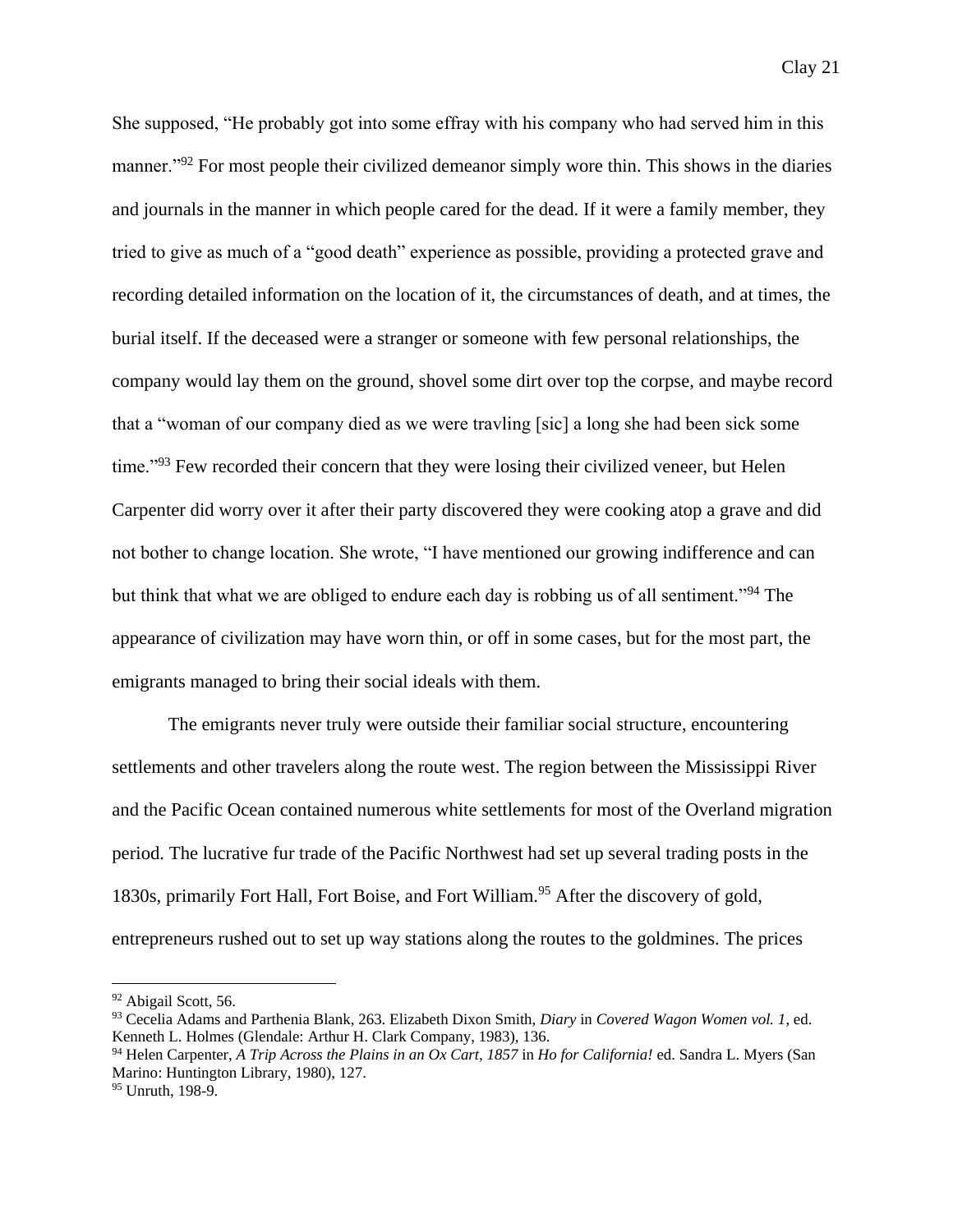She supposed, "He probably got into some effray with his company who had served him in this manner."[92] For most people their civilized demeanor simply wore thin. This shows in the diaries and journals in the manner in which people cared for the dead. If it were a family member, they tried to give as much of a "good death" experience as possible, providing a protected grave and recording detailed information on the location of it, the circumstances of death, and at times, the burial itself. If the deceased were a stranger or someone with few personal relationships, the company would lay them on the ground, shovel some dirt over top the corpse, and maybe record that a "woman of our company died as we were travling [sic] a long she had been sick some time."[93] Few recorded their concern that they were losing their civilized veneer, but Helen Carpenter did worry over it after their party discovered they were cooking atop a grave and did not bother to change location. She wrote, "I have mentioned our growing indifference and can but think that what we are obliged to endure each day is robbing us of all sentiment."[94] The appearance of civilization may have worn thin, or off in some cases, but for the most part, the emigrants managed to bring their social ideals with them.

The emigrants never truly were outside their familiar social structure, encountering settlements and other travelers along the route west. The region between the Mississippi River and the Pacific Ocean contained numerous white settlements for most of the Overland migration period. The lucrative fur trade of the Pacific Northwest had set up several trading posts in the 1830s, primarily Fort Hall, Fort Boise, and Fort William.[95] After the discovery of gold, entrepreneurs rushed out to set up way stations along the routes to the goldmines. The prices

---

[92] Abigail Scott, 56.

[93] Cecelia Adams and Parthenia Blank, 263. Elizabeth Dixon Smith, *Diary* in *Covered Wagon Women vol. 1*, ed. Kenneth L. Holmes (Glendale: Arthur H. Clark Company, 1983), 136.

[94] Helen Carpenter, *A Trip Across the Plains in an Ox Cart, 1857* in *Ho for California!* ed. Sandra L. Myers (San Marino: Huntington Library, 1980), 127.

[95] Unruth, 198-9.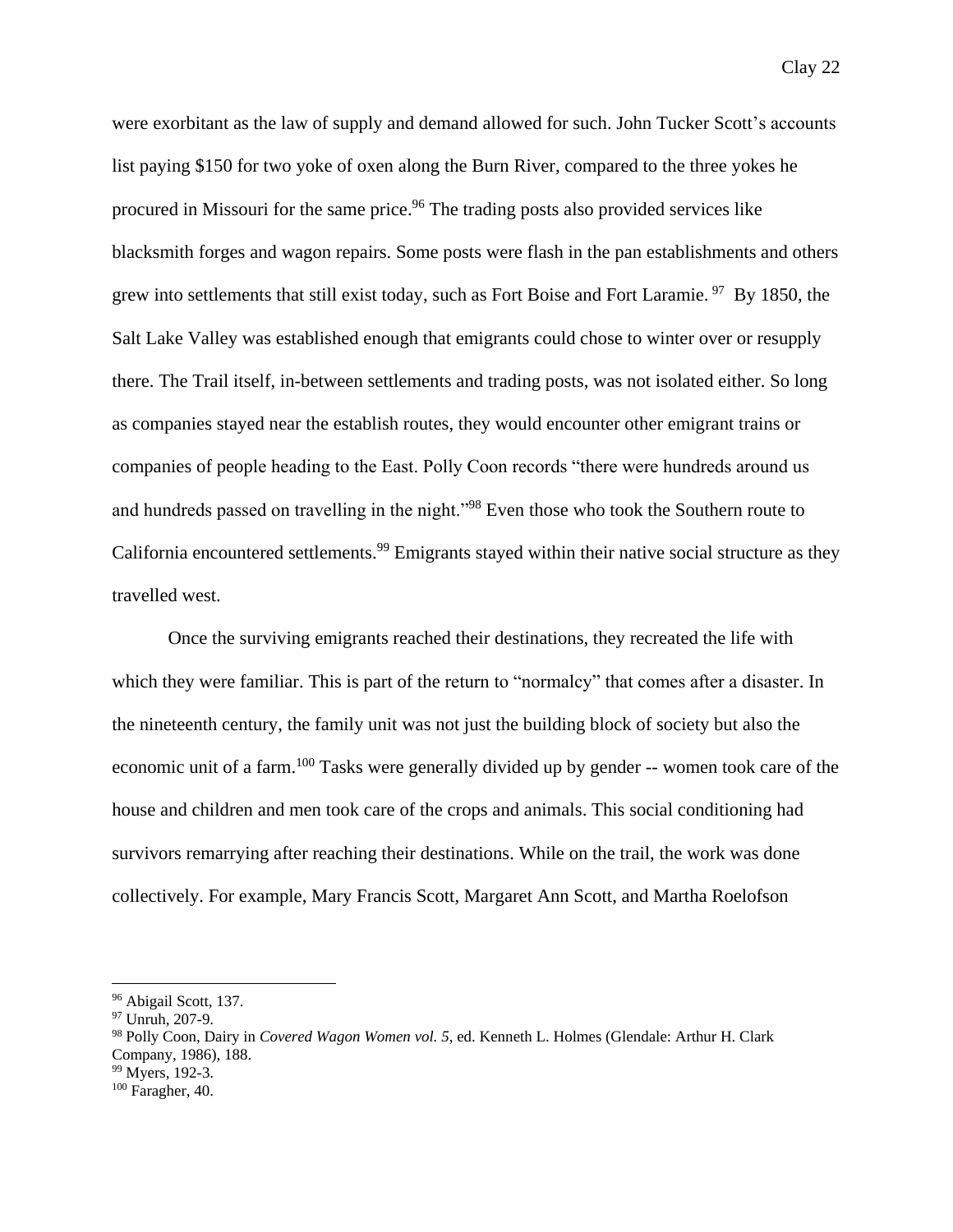were exorbitant as the law of supply and demand allowed for such. John Tucker Scott's accounts list paying $150 for two yoke of oxen along the Burn River, compared to the three yokes he procured in Missouri for the same price.[96] The trading posts also provided services like blacksmith forges and wagon repairs. Some posts were flash in the pan establishments and others grew into settlements that still exist today, such as Fort Boise and Fort Laramie.[97] By 1850, the Salt Lake Valley was established enough that emigrants could chose to winter over or resupply there. The Trail itself, in-between settlements and trading posts, was not isolated either. So long as companies stayed near the establish routes, they would encounter other emigrant trains or companies of people heading to the East. Polly Coon records "there were hundreds around us and hundreds passed on travelling in the night."[98] Even those who took the Southern route to California encountered settlements.[99] Emigrants stayed within their native social structure as they travelled west.

Once the surviving emigrants reached their destinations, they recreated the life with which they were familiar. This is part of the return to "normalcy" that comes after a disaster. In the nineteenth century, the family unit was not just the building block of society but also the economic unit of a farm.[100] Tasks were generally divided up by gender -- women took care of the house and children and men took care of the crops and animals. This social conditioning had survivors remarrying after reaching their destinations. While on the trail, the work was done collectively. For example, Mary Francis Scott, Margaret Ann Scott, and Martha Roelofson

---

[96] Abigail Scott, 137.
[97] Unruh, 207-9.
[98] Polly Coon, Dairy in *Covered Wagon Women vol. 5*, ed. Kenneth L. Holmes (Glendale: Arthur H. Clark Company, 1986), 188.
[99] Myers, 192-3.
[100] Faragher, 40.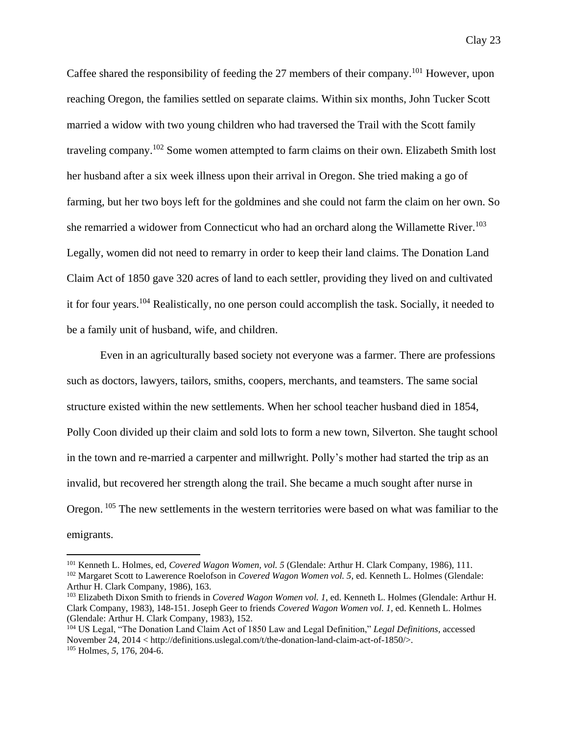Caffee shared the responsibility of feeding the 27 members of their company.[101] However, upon reaching Oregon, the families settled on separate claims. Within six months, John Tucker Scott married a widow with two young children who had traversed the Trail with the Scott family traveling company.[102] Some women attempted to farm claims on their own. Elizabeth Smith lost her husband after a six week illness upon their arrival in Oregon. She tried making a go of farming, but her two boys left for the goldmines and she could not farm the claim on her own. So she remarried a widower from Connecticut who had an orchard along the Willamette River.[103] Legally, women did not need to remarry in order to keep their land claims. The Donation Land Claim Act of 1850 gave 320 acres of land to each settler, providing they lived on and cultivated it for four years.[104] Realistically, no one person could accomplish the task. Socially, it needed to be a family unit of husband, wife, and children.

Even in an agriculturally based society not everyone was a farmer. There are professions such as doctors, lawyers, tailors, smiths, coopers, merchants, and teamsters. The same social structure existed within the new settlements. When her school teacher husband died in 1854, Polly Coon divided up their claim and sold lots to form a new town, Silverton. She taught school in the town and re-married a carpenter and millwright. Polly's mother had started the trip as an invalid, but recovered her strength along the trail. She became a much sought after nurse in Oregon. [105] The new settlements in the western territories were based on what was familiar to the emigrants.

---

[101] Kenneth L. Holmes, ed, *Covered Wagon Women, vol. 5* (Glendale: Arthur H. Clark Company, 1986), 111.

[102] Margaret Scott to Lawerence Roelofson in *Covered Wagon Women vol. 5*, ed. Kenneth L. Holmes (Glendale: Arthur H. Clark Company, 1986), 163.

[103] Elizabeth Dixon Smith to friends in *Covered Wagon Women vol. 1*, ed. Kenneth L. Holmes (Glendale: Arthur H. Clark Company, 1983), 148-151. Joseph Geer to friends *Covered Wagon Women vol. 1*, ed. Kenneth L. Holmes (Glendale: Arthur H. Clark Company, 1983), 152.

[104] US Legal, "The Donation Land Claim Act of 1850 Law and Legal Definition," *Legal Definitions*, accessed November 24, 2014 < http://definitions.uslegal.com/t/the-donation-land-claim-act-of-1850/>.

[105] Holmes, *5*, 176, 204-6.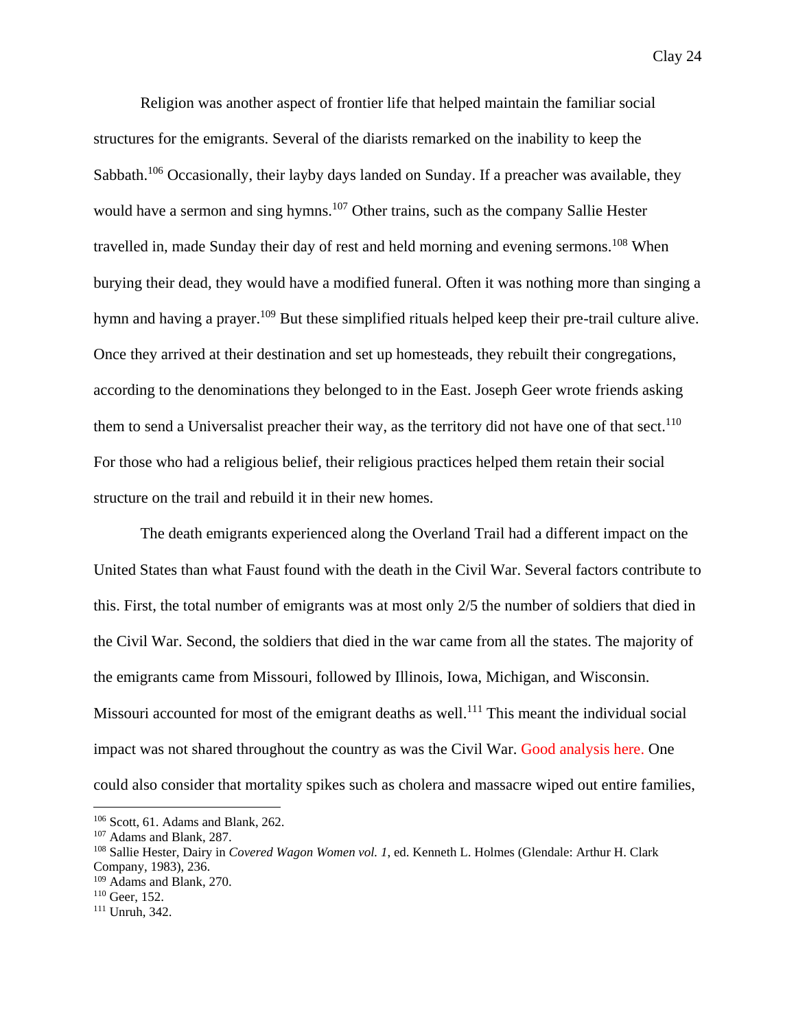Religion was another aspect of frontier life that helped maintain the familiar social structures for the emigrants. Several of the diarists remarked on the inability to keep the Sabbath.[106] Occasionally, their layby days landed on Sunday. If a preacher was available, they would have a sermon and sing hymns.[107] Other trains, such as the company Sallie Hester travelled in, made Sunday their day of rest and held morning and evening sermons.[108] When burying their dead, they would have a modified funeral. Often it was nothing more than singing a hymn and having a prayer.[109] But these simplified rituals helped keep their pre-trail culture alive. Once they arrived at their destination and set up homesteads, they rebuilt their congregations, according to the denominations they belonged to in the East. Joseph Geer wrote friends asking them to send a Universalist preacher their way, as the territory did not have one of that sect.[110] For those who had a religious belief, their religious practices helped them retain their social structure on the trail and rebuild it in their new homes.

The death emigrants experienced along the Overland Trail had a different impact on the United States than what Faust found with the death in the Civil War. Several factors contribute to this. First, the total number of emigrants was at most only 2/5 the number of soldiers that died in the Civil War. Second, the soldiers that died in the war came from all the states. The majority of the emigrants came from Missouri, followed by Illinois, Iowa, Michigan, and Wisconsin. Missouri accounted for most of the emigrant deaths as well.[111] This meant the individual social impact was not shared throughout the country as was the Civil War. Good analysis here. One could also consider that mortality spikes such as cholera and massacre wiped out entire families,

---

[106] Scott, 61. Adams and Blank, 262.

[107] Adams and Blank, 287.

[108] Sallie Hester, Dairy in *Covered Wagon Women vol. 1*, ed. Kenneth L. Holmes (Glendale: Arthur H. Clark Company, 1983), 236.

[109] Adams and Blank, 270.

[110] Geer, 152.

[111] Unruh, 342.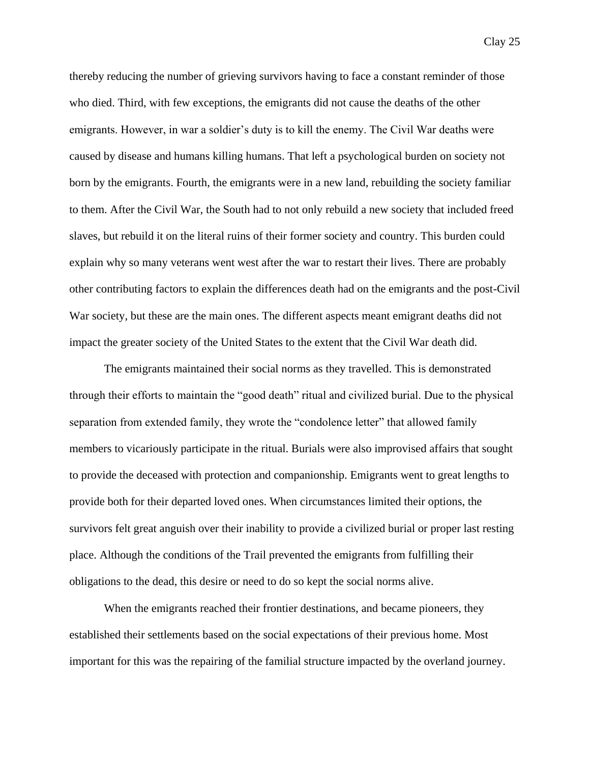thereby reducing the number of grieving survivors having to face a constant reminder of those who died. Third, with few exceptions, the emigrants did not cause the deaths of the other emigrants. However, in war a soldier's duty is to kill the enemy. The Civil War deaths were caused by disease and humans killing humans. That left a psychological burden on society not born by the emigrants. Fourth, the emigrants were in a new land, rebuilding the society familiar to them. After the Civil War, the South had to not only rebuild a new society that included freed slaves, but rebuild it on the literal ruins of their former society and country. This burden could explain why so many veterans went west after the war to restart their lives. There are probably other contributing factors to explain the differences death had on the emigrants and the post-Civil War society, but these are the main ones. The different aspects meant emigrant deaths did not impact the greater society of the United States to the extent that the Civil War death did.

The emigrants maintained their social norms as they travelled. This is demonstrated through their efforts to maintain the "good death" ritual and civilized burial. Due to the physical separation from extended family, they wrote the "condolence letter" that allowed family members to vicariously participate in the ritual. Burials were also improvised affairs that sought to provide the deceased with protection and companionship. Emigrants went to great lengths to provide both for their departed loved ones. When circumstances limited their options, the survivors felt great anguish over their inability to provide a civilized burial or proper last resting place. Although the conditions of the Trail prevented the emigrants from fulfilling their obligations to the dead, this desire or need to do so kept the social norms alive.

When the emigrants reached their frontier destinations, and became pioneers, they established their settlements based on the social expectations of their previous home. Most important for this was the repairing of the familial structure impacted by the overland journey.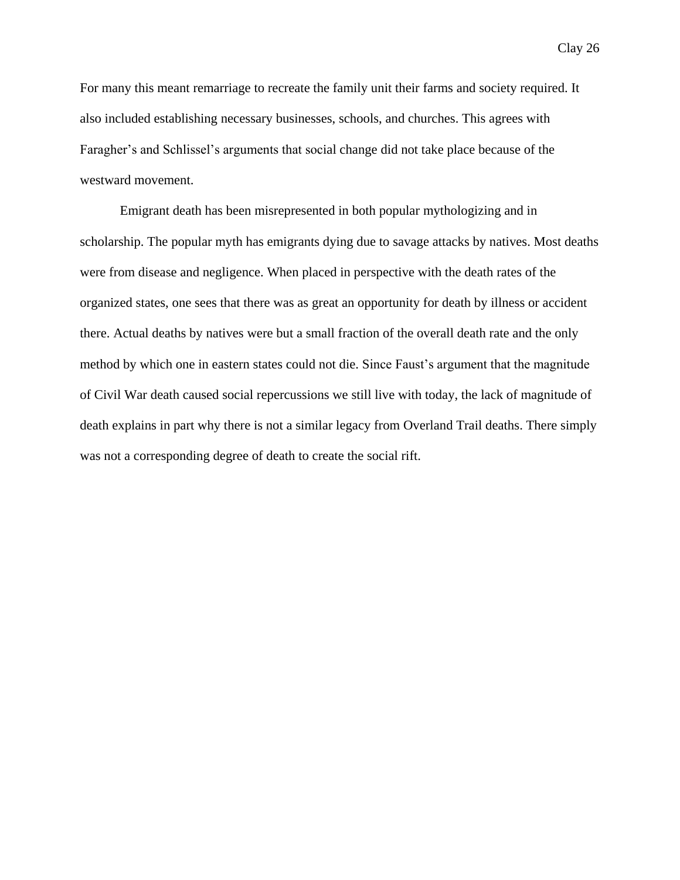For many this meant remarriage to recreate the family unit their farms and society required. It also included establishing necessary businesses, schools, and churches. This agrees with Faragher's and Schlissel's arguments that social change did not take place because of the westward movement.

Emigrant death has been misrepresented in both popular mythologizing and in scholarship. The popular myth has emigrants dying due to savage attacks by natives. Most deaths were from disease and negligence. When placed in perspective with the death rates of the organized states, one sees that there was as great an opportunity for death by illness or accident there. Actual deaths by natives were but a small fraction of the overall death rate and the only method by which one in eastern states could not die. Since Faust's argument that the magnitude of Civil War death caused social repercussions we still live with today, the lack of magnitude of death explains in part why there is not a similar legacy from Overland Trail deaths. There simply was not a corresponding degree of death to create the social rift.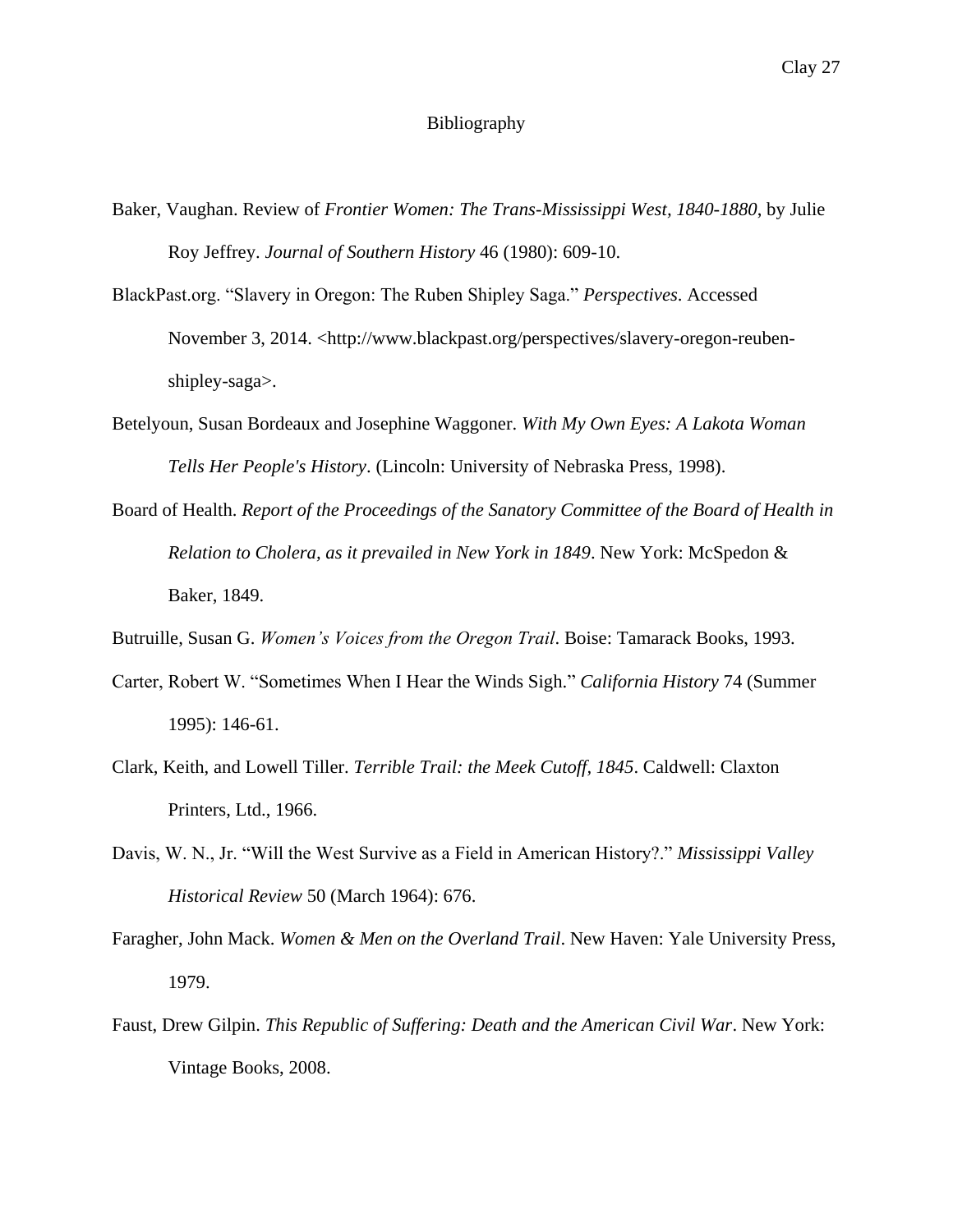# Bibliography

Baker, Vaughan. Review of *Frontier Women: The Trans-Mississippi West, 1840-1880*, by Julie Roy Jeffrey. *Journal of Southern History* 46 (1980): 609-10.

BlackPast.org. "Slavery in Oregon: The Ruben Shipley Saga." *Perspectives*. Accessed November 3, 2014. <http://www.blackpast.org/perspectives/slavery-oregon-reuben-shipley-saga>.

Betelyoun, Susan Bordeaux and Josephine Waggoner. *With My Own Eyes: A Lakota Woman Tells Her People's History*. (Lincoln: University of Nebraska Press, 1998).

Board of Health. *Report of the Proceedings of the Sanatory Committee of the Board of Health in Relation to Cholera, as it prevailed in New York in 1849*. New York: McSpedon & Baker, 1849.

Butruille, Susan G. *Women's Voices from the Oregon Trail*. Boise: Tamarack Books, 1993.

Carter, Robert W. "Sometimes When I Hear the Winds Sigh." *California History* 74 (Summer 1995): 146-61.

Clark, Keith, and Lowell Tiller. *Terrible Trail: the Meek Cutoff, 1845*. Caldwell: Claxton Printers, Ltd., 1966.

Davis, W. N., Jr. "Will the West Survive as a Field in American History?." *Mississippi Valley Historical Review* 50 (March 1964): 676.

Faragher, John Mack. *Women & Men on the Overland Trail*. New Haven: Yale University Press, 1979.

Faust, Drew Gilpin. *This Republic of Suffering: Death and the American Civil War*. New York: Vintage Books, 2008.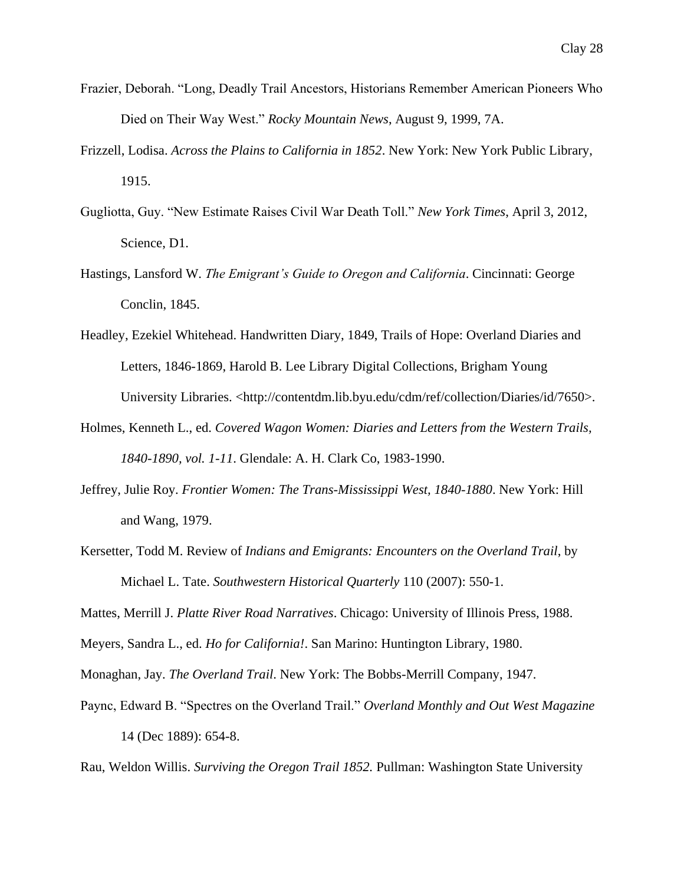Frazier, Deborah. "Long, Deadly Trail Ancestors, Historians Remember American Pioneers Who Died on Their Way West." *Rocky Mountain News*, August 9, 1999, 7A.

Frizzell, Lodisa. *Across the Plains to California in 1852*. New York: New York Public Library, 1915.

Gugliotta, Guy. "New Estimate Raises Civil War Death Toll." *New York Times*, April 3, 2012, Science, D1.

Hastings, Lansford W. *The Emigrant's Guide to Oregon and California*. Cincinnati: George Conclin, 1845.

Headley, Ezekiel Whitehead. Handwritten Diary, 1849, Trails of Hope: Overland Diaries and Letters, 1846-1869, Harold B. Lee Library Digital Collections, Brigham Young University Libraries. <http://contentdm.lib.byu.edu/cdm/ref/collection/Diaries/id/7650>.

Holmes, Kenneth L., ed. *Covered Wagon Women: Diaries and Letters from the Western Trails, 1840-1890, vol. 1-11*. Glendale: A. H. Clark Co, 1983-1990.

Jeffrey, Julie Roy. *Frontier Women: The Trans-Mississippi West, 1840-1880*. New York: Hill and Wang, 1979.

Kersetter, Todd M. Review of *Indians and Emigrants: Encounters on the Overland Trail*, by Michael L. Tate. *Southwestern Historical Quarterly* 110 (2007): 550-1.

Mattes, Merrill J. *Platte River Road Narratives*. Chicago: University of Illinois Press, 1988.

Meyers, Sandra L., ed. *Ho for California!*. San Marino: Huntington Library, 1980.

Monaghan, Jay. *The Overland Trail*. New York: The Bobbs-Merrill Company, 1947.

Paync, Edward B. "Spectres on the Overland Trail." *Overland Monthly and Out West Magazine* 14 (Dec 1889): 654-8.

Rau, Weldon Willis. *Surviving the Oregon Trail 1852.* Pullman: Washington State University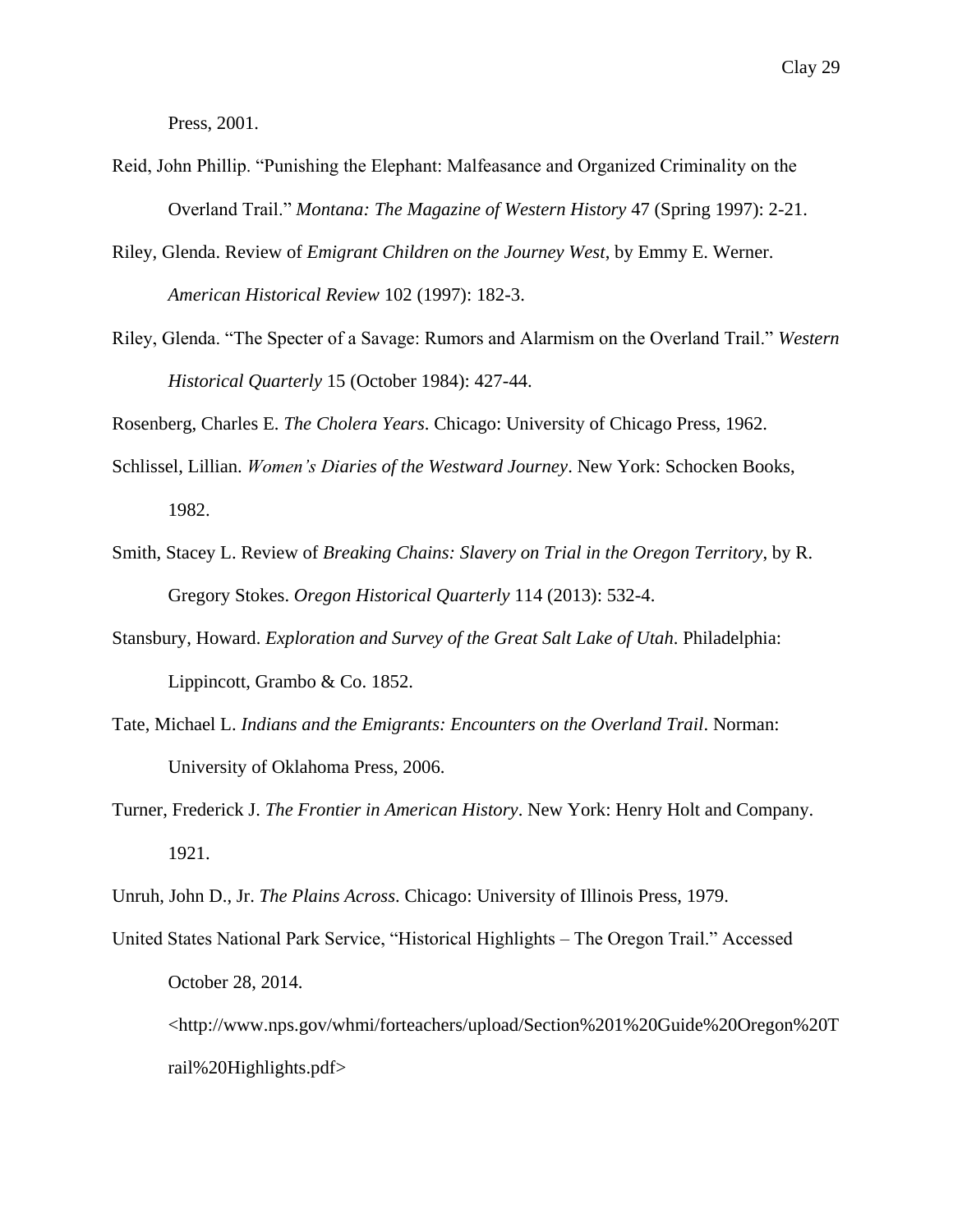Press, 2001.

Reid, John Phillip. "Punishing the Elephant: Malfeasance and Organized Criminality on the Overland Trail." *Montana: The Magazine of Western History* 47 (Spring 1997): 2-21.

Riley, Glenda. Review of *Emigrant Children on the Journey West*, by Emmy E. Werner. *American Historical Review* 102 (1997): 182-3.

Riley, Glenda. "The Specter of a Savage: Rumors and Alarmism on the Overland Trail." *Western Historical Quarterly* 15 (October 1984): 427-44.

Rosenberg, Charles E. *The Cholera Years*. Chicago: University of Chicago Press, 1962.

Schlissel, Lillian. *Women's Diaries of the Westward Journey*. New York: Schocken Books, 1982.

Smith, Stacey L. Review of *Breaking Chains: Slavery on Trial in the Oregon Territory*, by R. Gregory Stokes. *Oregon Historical Quarterly* 114 (2013): 532-4.

Stansbury, Howard. *Exploration and Survey of the Great Salt Lake of Utah*. Philadelphia: Lippincott, Grambo & Co. 1852.

Tate, Michael L. *Indians and the Emigrants: Encounters on the Overland Trail*. Norman: University of Oklahoma Press, 2006.

Turner, Frederick J. *The Frontier in American History*. New York: Henry Holt and Company. 1921.

Unruh, John D., Jr. *The Plains Across*. Chicago: University of Illinois Press, 1979.

United States National Park Service, "Historical Highlights – The Oregon Trail." Accessed October 28, 2014. <http://www.nps.gov/whmi/forteachers/upload/Section%201%20Guide%20Oregon%20Trail%20Highlights.pdf>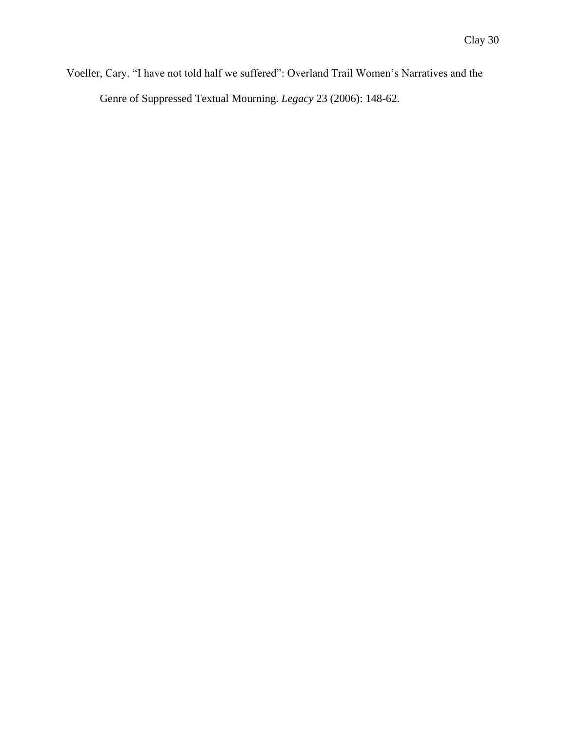Voeller, Cary. "I have not told half we suffered": Overland Trail Women's Narratives and the Genre of Suppressed Textual Mourning. *Legacy* 23 (2006): 148-62.